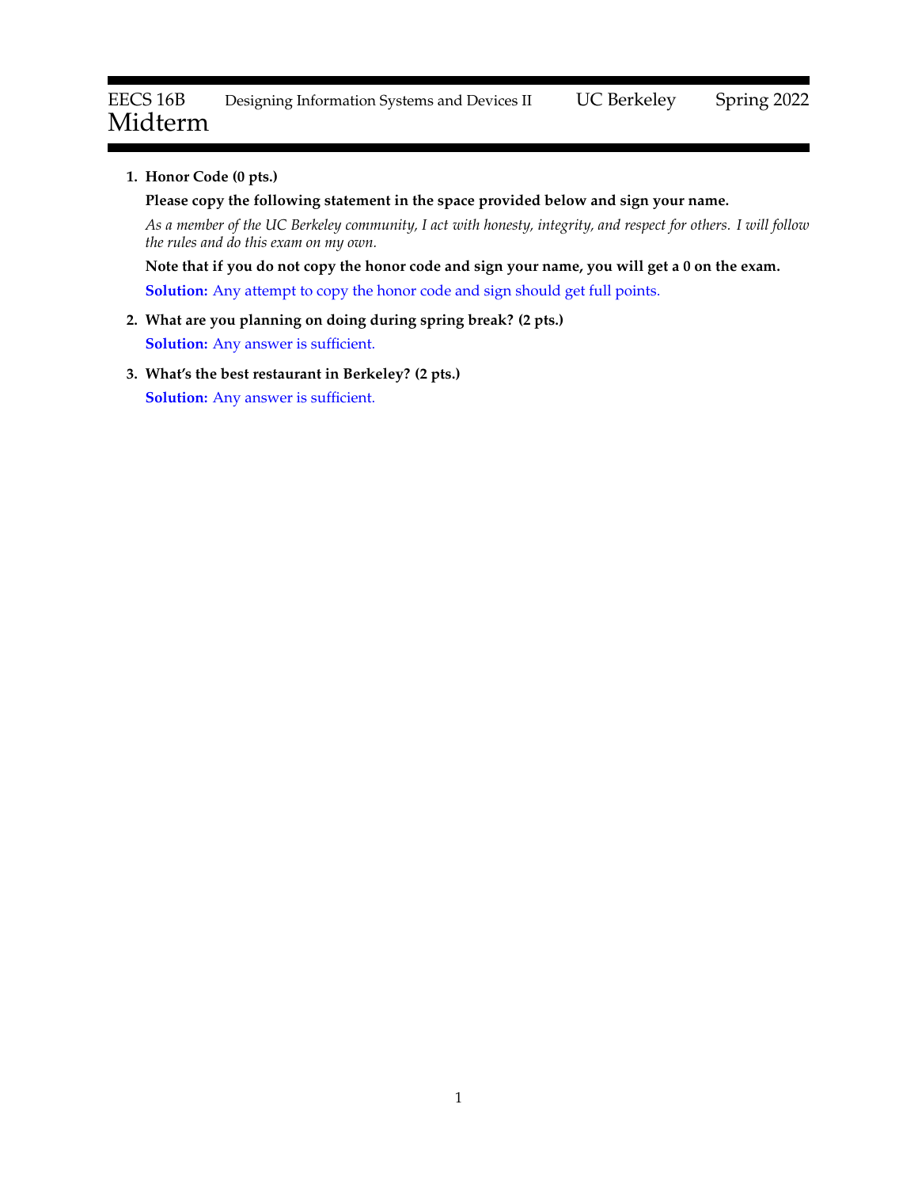EECS 16B Designing Information Systems and Devices II UC Berkeley Spring 2022

# Midterm

1. **Honor Code (0 pts.)**

   **Please copy the following statement in the space provided below and sign your name.**

   *As a member of the UC Berkeley community, I act with honesty, integrity, and respect for others. I will follow the rules and do this exam on my own.*

   **Note that if you do not copy the honor code and sign your name, you will get a 0 on the exam.**

   **Solution:** Any attempt to copy the honor code and sign should get full points.

2. **What are you planning on doing during spring break? (2 pts.)**

   **Solution:** Any answer is sufficient.

3. **What's the best restaurant in Berkeley? (2 pts.)**

   **Solution:** Any answer is sufficient.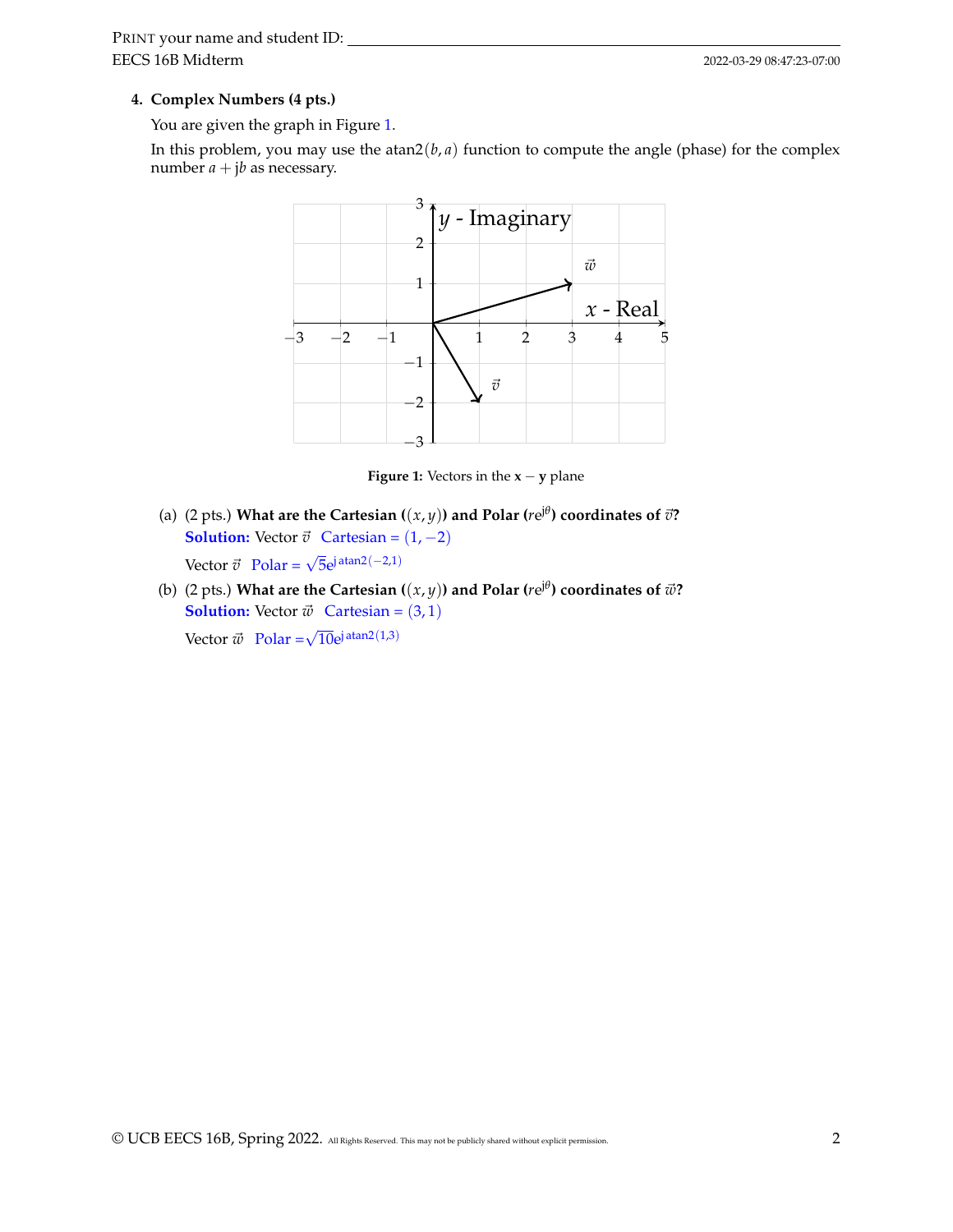**4. Complex Numbers (4 pts.)**

You are given the graph in Figure 1.

In this problem, you may use the $\text{atan2}(b, a)$ function to compute the angle (phase) for the complex number $a + \mathrm{j}b$ as necessary.

**Figure 1:** Vectors in the $\mathbf{x} - \mathbf{y}$ plane

(a) (2 pts.) **What are the Cartesian ($(x, y)$) and Polar ($r\mathrm{e}^{\mathrm{j}\theta}$) coordinates of $\vec{v}$?**

**Solution:** Vector $\vec{v}$ Cartesian = $(1, -2)$

Vector $\vec{v}$ Polar = $\sqrt{5}\mathrm{e}^{\mathrm{j}\,\text{atan2}(-2,1)}$

(b) (2 pts.) **What are the Cartesian ($(x, y)$) and Polar ($r\mathrm{e}^{\mathrm{j}\theta}$) coordinates of $\vec{w}$?**

**Solution:** Vector $\vec{w}$ Cartesian = $(3, 1)$

Vector $\vec{w}$ Polar = $\sqrt{10}\mathrm{e}^{\mathrm{j}\,\text{atan2}(1,3)}$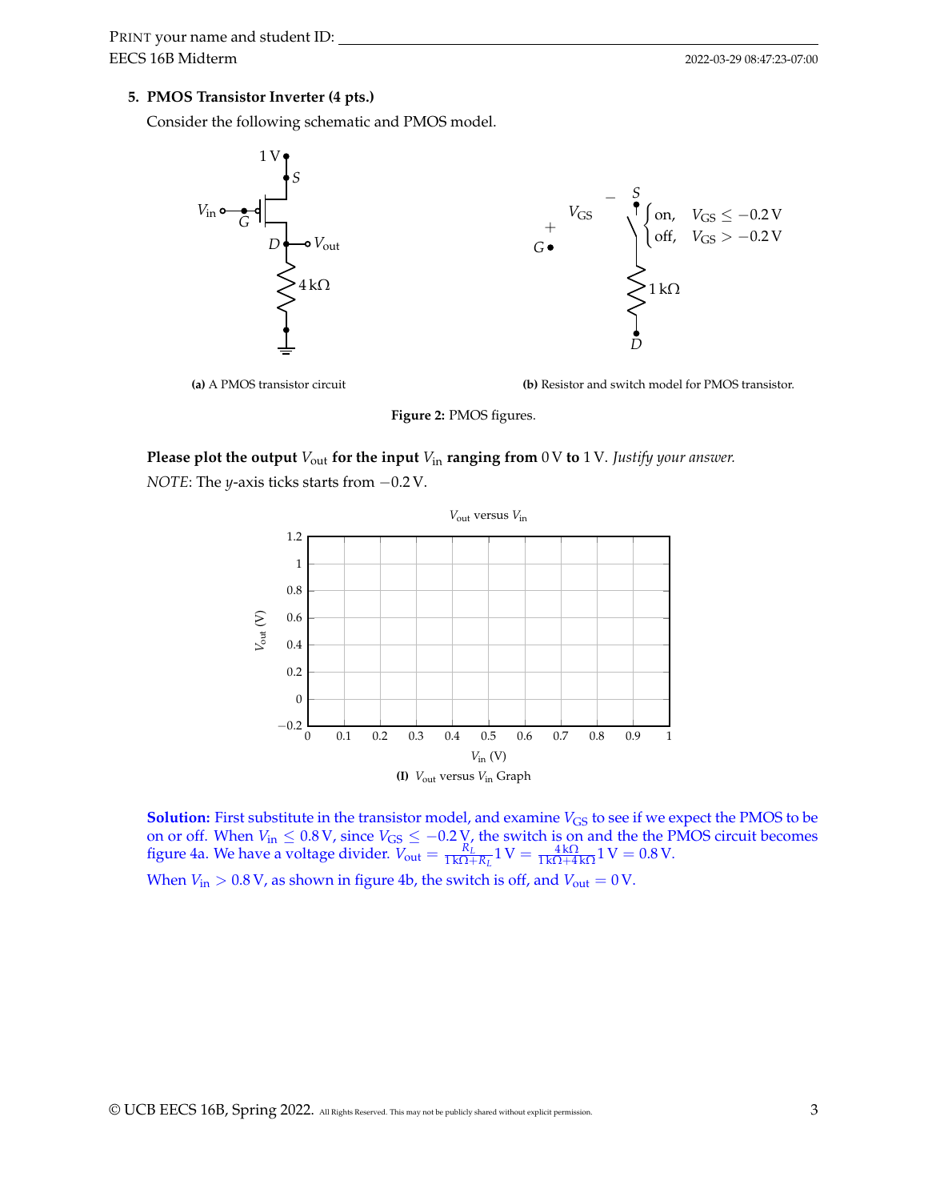### 5. PMOS Transistor Inverter (4 pts.)

Consider the following schematic and PMOS model.

(a) A PMOS transistor circuit

(b) Resistor and switch model for PMOS transistor.

$$\begin{cases} \text{on}, & V_{GS} \leq -0.2\,\text{V} \\ \text{off}, & V_{GS} > -0.2\,\text{V} \end{cases}$$

**Figure 2:** PMOS figures.

**Please plot the output $V_{\text{out}}$ for the input $V_{\text{in}}$ ranging from 0 V to 1 V.** *Justify your answer.*

*NOTE*: The $y$-axis ticks starts from $-0.2$ V.

**(I)** $V_{\text{out}}$ versus $V_{\text{in}}$ Graph

**Solution:** First substitute in the transistor model, and examine $V_{GS}$ to see if we expect the PMOS to be on or off. When $V_{\text{in}} \leq 0.8$ V, since $V_{GS} \leq -0.2$ V, the switch is on and the the PMOS circuit becomes figure 4a. We have a voltage divider. $V_{\text{out}} = \frac{R_L}{1\,\text{k}\Omega + R_L} 1\,\text{V} = \frac{4\,\text{k}\Omega}{1\,\text{k}\Omega + 4\,\text{k}\Omega} 1\,\text{V} = 0.8\,\text{V}$.

When $V_{\text{in}} > 0.8$ V, as shown in figure 4b, the switch is off, and $V_{\text{out}} = 0$ V.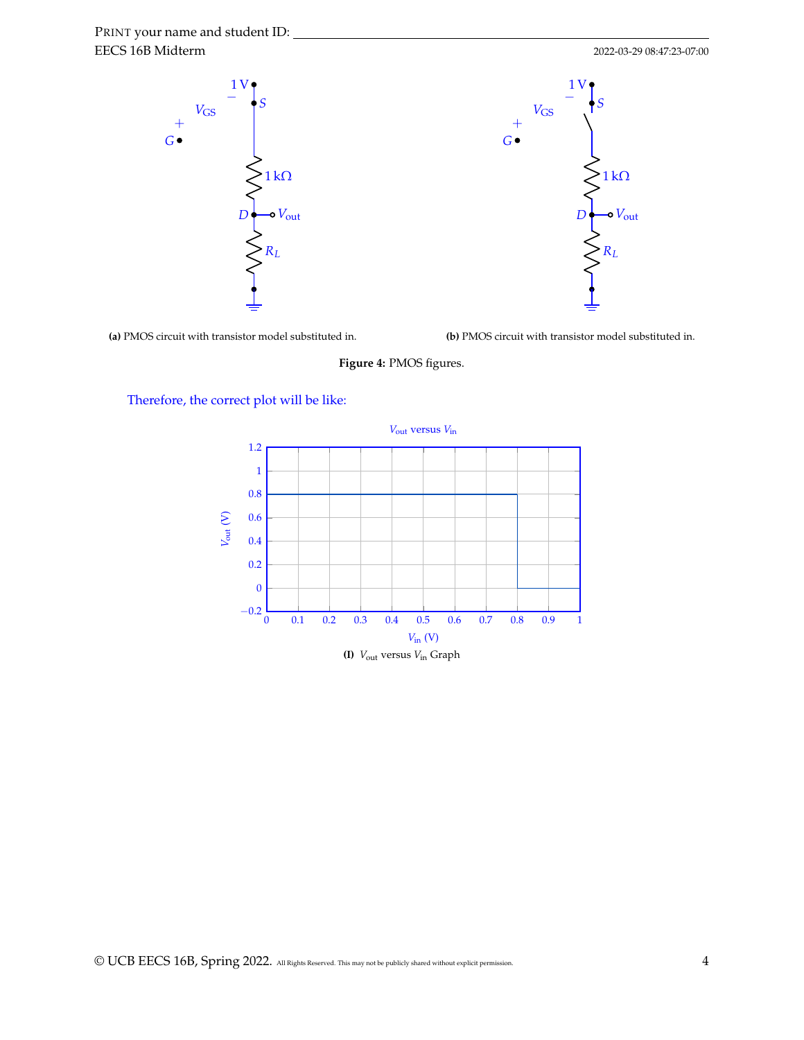(a) PMOS circuit with transistor model substituted in.

(b) PMOS circuit with transistor model substituted in.

**Figure 4:** PMOS figures.

Therefore, the correct plot will be like:

**(I)** $V_{\text{out}}$ versus $V_{\text{in}}$ Graph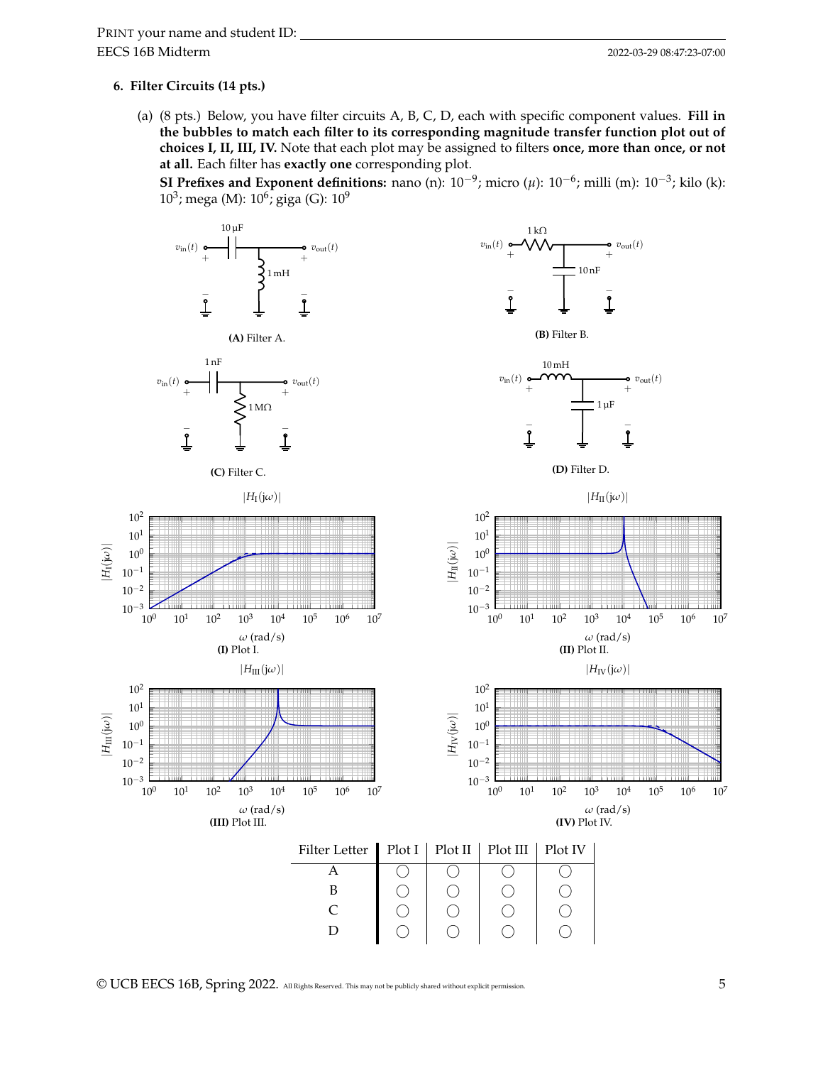## 6. Filter Circuits (14 pts.)

(a) (8 pts.) Below, you have filter circuits A, B, C, D, each with specific component values. **Fill in the bubbles to match each filter to its corresponding magnitude transfer function plot out of choices I, II, III, IV.** Note that each plot may be assigned to filters **once, more than once, or not at all.** Each filter has **exactly one** corresponding plot.

**SI Prefixes and Exponent definitions:** nano (n): $10^{-9}$; micro ($\mu$): $10^{-6}$; milli (m): $10^{-3}$; kilo (k): $10^{3}$; mega (M): $10^{6}$; giga (G): $10^{9}$

**(A)** Filter A.

**(B)** Filter B.

**(C)** Filter C.

**(D)** Filter D.

**(I)** Plot I.

**(II)** Plot II.

**(III)** Plot III.

**(IV)** Plot IV.

| Filter Letter | Plot I | Plot II | Plot III | Plot IV |
|---|---|---|---|---|
| A | ◯ | ◯ | ◯ | ◯ |
| B | ◯ | ◯ | ◯ | ◯ |
| C | ◯ | ◯ | ◯ | ◯ |
| D | ◯ | ◯ | ◯ | ◯ |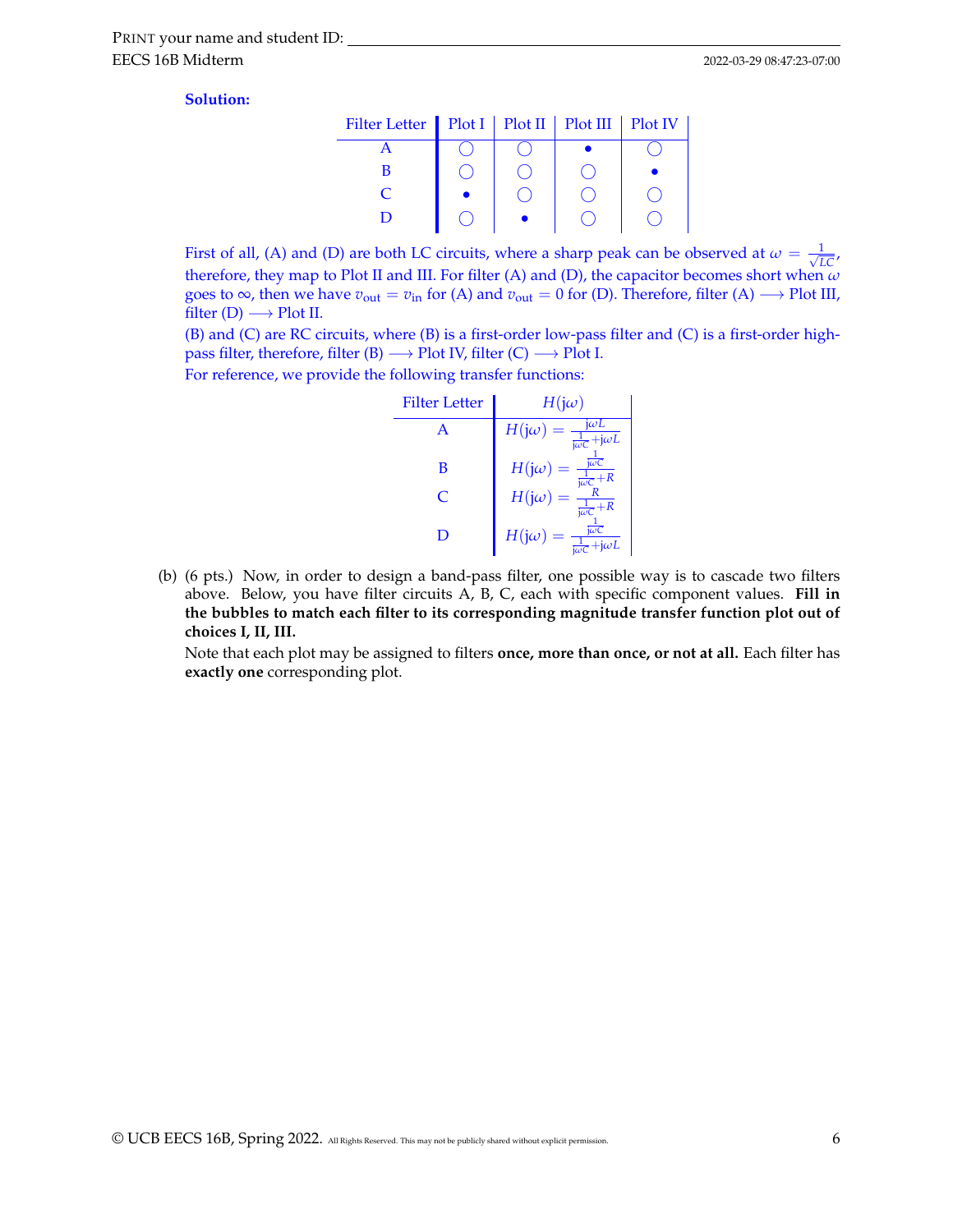**Solution:**

| Filter Letter | Plot I | Plot II | Plot III | Plot IV |
|---|---|---|---|---|
| A | ○ | ○ | ● | ○ |
| B | ○ | ○ | ○ | ● |
| C | ● | ○ | ○ | ○ |
| D | ○ | ● | ○ | ○ |

First of all, (A) and (D) are both LC circuits, where a sharp peak can be observed at $\omega = \frac{1}{\sqrt{LC}}$, therefore, they map to Plot II and III. For filter (A) and (D), the capacitor becomes short when $\omega$ goes to $\infty$, then we have $v_{\text{out}} = v_{\text{in}}$ for (A) and $v_{\text{out}} = 0$ for (D). Therefore, filter (A) $\longrightarrow$ Plot III, filter (D) $\longrightarrow$ Plot II.

(B) and (C) are RC circuits, where (B) is a first-order low-pass filter and (C) is a first-order high-pass filter, therefore, filter (B) $\longrightarrow$ Plot IV, filter (C) $\longrightarrow$ Plot I.

For reference, we provide the following transfer functions:

| Filter Letter | $H(j\omega)$ |
|---|---|
| A | $H(j\omega) = \frac{j\omega L}{\frac{1}{j\omega C} + j\omega L}$ |
| B | $H(j\omega) = \frac{\frac{1}{j\omega C}}{\frac{1}{j\omega C} + R}$ |
| C | $H(j\omega) = \frac{R}{\frac{1}{j\omega C} + R}$ |
| D | $H(j\omega) = \frac{\frac{1}{j\omega C}}{\frac{1}{j\omega C} + j\omega L}$ |

(b) (6 pts.) Now, in order to design a band-pass filter, one possible way is to cascade two filters above. Below, you have filter circuits A, B, C, each with specific component values. **Fill in the bubbles to match each filter to its corresponding magnitude transfer function plot out of choices I, II, III.**

Note that each plot may be assigned to filters **once, more than once, or not at all.** Each filter has **exactly one** corresponding plot.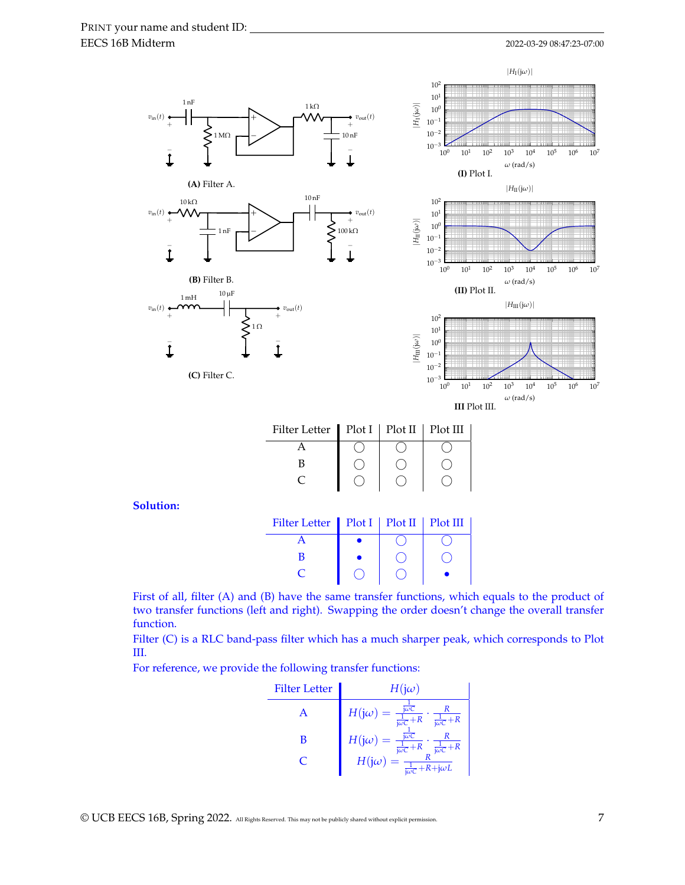(A) Filter A.

(B) Filter B.

(C) Filter C.

(I) Plot I.

(II) Plot II.

III Plot III.

| Filter Letter | Plot I | Plot II | Plot III |
|---|---|---|---|
| A | ◯ | ◯ | ◯ |
| B | ◯ | ◯ | ◯ |
| C | ◯ | ◯ | ◯ |

**Solution:**

| Filter Letter | Plot I | Plot II | Plot III |
|---|---|---|---|
| A | • | ◯ | ◯ |
| B | • | ◯ | ◯ |
| C | ◯ | ◯ | • |

First of all, filter (A) and (B) have the same transfer functions, which equals to the product of two transfer functions (left and right). Swapping the order doesn't change the overall transfer function.

Filter (C) is a RLC band-pass filter which has a much sharper peak, which corresponds to Plot III.

For reference, we provide the following transfer functions:

| Filter Letter | $H(j\omega)$ |
|---|---|
| A | $H(j\omega) = \frac{\frac{1}{j\omega C}}{\frac{1}{j\omega C}+R} \cdot \frac{R}{\frac{1}{j\omega C}+R}$ |
| B | $H(j\omega) = \frac{\frac{1}{j\omega C}}{\frac{1}{j\omega C}+R} \cdot \frac{R}{\frac{1}{j\omega C}+R}$ |
| C | $H(j\omega) = \frac{R}{\frac{1}{j\omega C}+R+j\omega L}$ |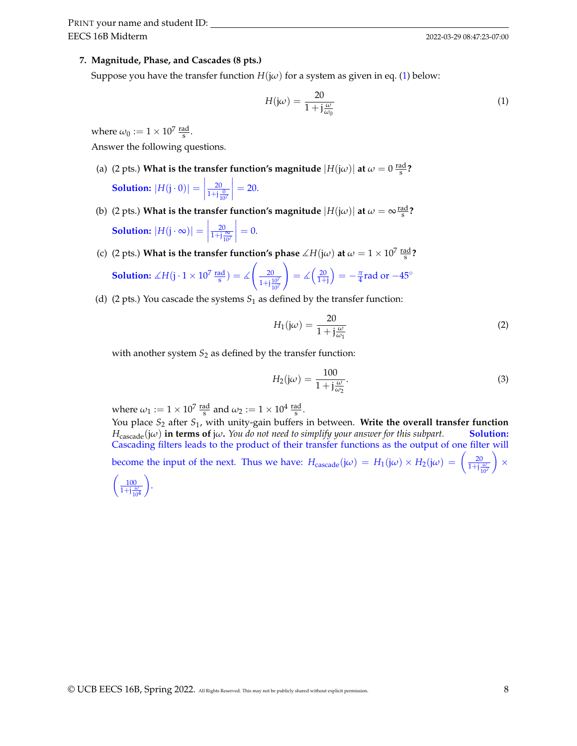PRINT your name and student ID:

### 7. Magnitude, Phase, and Cascades (8 pts.)

Suppose you have the transfer function $H(\mathrm{j}\omega)$ for a system as given in eq. (1) below:

$$H(\mathrm{j}\omega) = \frac{20}{1 + \mathrm{j}\frac{\omega}{\omega_0}} \tag{1}$$

where $\omega_0 := 1 \times 10^7 \,\frac{\text{rad}}{\text{s}}$.

Answer the following questions.

(a) (2 pts.) **What is the transfer function's magnitude $|H(\mathrm{j}\omega)|$ at $\omega = 0 \,\frac{\text{rad}}{\text{s}}$?**

**Solution:** $|H(\mathrm{j}\cdot 0)| = \left|\frac{20}{1+\mathrm{j}\frac{0}{10^7}}\right| = 20.$

(b) (2 pts.) **What is the transfer function's magnitude $|H(\mathrm{j}\omega)|$ at $\omega = \infty \frac{\text{rad}}{\text{s}}$?**

**Solution:** $|H(\mathrm{j}\cdot \infty)| = \left|\frac{20}{1+\mathrm{j}\frac{\infty}{10^7}}\right| = 0.$

(c) (2 pts.) **What is the transfer function's phase $\measuredangle H(\mathrm{j}\omega)$ at $\omega = 1 \times 10^7 \,\frac{\text{rad}}{\text{s}}$?**

**Solution:** $\measuredangle H(\mathrm{j}\cdot 1 \times 10^7 \,\frac{\text{rad}}{\text{s}}) = \measuredangle\left(\frac{20}{1+\mathrm{j}\frac{10^7}{10^7}}\right) = \measuredangle\left(\frac{20}{1+\mathrm{j}}\right) = -\frac{\pi}{4}\text{rad or } -45^\circ$

(d) (2 pts.) You cascade the systems $S_1$ as defined by the transfer function:

$$H_1(\mathrm{j}\omega) = \frac{20}{1 + \mathrm{j}\frac{\omega}{\omega_1}} \tag{2}$$

with another system $S_2$ as defined by the transfer function:

$$H_2(\mathrm{j}\omega) = \frac{100}{1 + \mathrm{j}\frac{\omega}{\omega_2}}. \tag{3}$$

where $\omega_1 := 1 \times 10^7 \,\frac{\text{rad}}{\text{s}}$ and $\omega_2 := 1 \times 10^4 \,\frac{\text{rad}}{\text{s}}$.

You place $S_2$ after $S_1$, with unity-gain buffers in between. **Write the overall transfer function $H_{\text{cascade}}(\mathrm{j}\omega)$ in terms of $\mathrm{j}\omega$.** *You do not need to simplify your answer for this subpart.*

**Solution:** Cascading filters leads to the product of their transfer functions as the output of one filter will become the input of the next. Thus we have: $H_{\text{cascade}}(\mathrm{j}\omega) = H_1(\mathrm{j}\omega) \times H_2(\mathrm{j}\omega) = \left(\frac{20}{1+\mathrm{j}\frac{\omega}{10^7}}\right) \times \left(\frac{100}{1+\mathrm{j}\frac{\omega}{10^4}}\right).$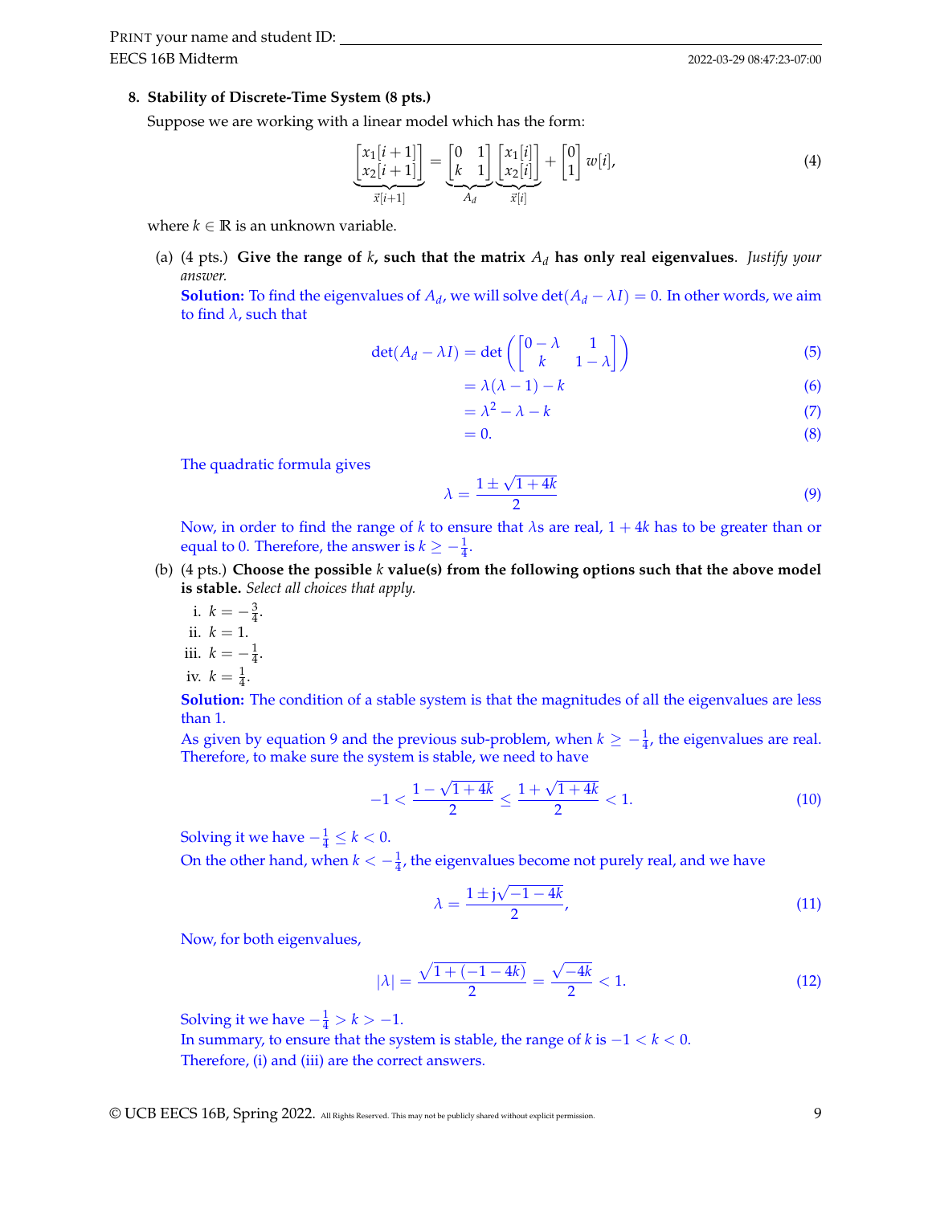**8. Stability of Discrete-Time System (8 pts.)**

Suppose we are working with a linear model which has the form:

$$\underbrace{\begin{bmatrix} x_1[i+1] \\ x_2[i+1] \end{bmatrix}}_{\vec{x}[i+1]} = \underbrace{\begin{bmatrix} 0 & 1 \\ k & 1 \end{bmatrix}}_{A_d} \underbrace{\begin{bmatrix} x_1[i] \\ x_2[i] \end{bmatrix}}_{\vec{x}[i]} + \begin{bmatrix} 0 \\ 1 \end{bmatrix} w[i], \tag{4}$$

where $k \in \mathbb{R}$ is an unknown variable.

(a) (4 pts.) **Give the range of $k$, such that the matrix $A_d$ has only real eigenvalues**. *Justify your answer.*

**Solution:** To find the eigenvalues of $A_d$, we will solve $\det(A_d - \lambda I) = 0$. In other words, we aim to find $\lambda$, such that

$$\det(A_d - \lambda I) = \det\left(\begin{bmatrix} 0-\lambda & 1 \\ k & 1-\lambda \end{bmatrix}\right) \tag{5}$$

$$= \lambda(\lambda - 1) - k \tag{6}$$

$$= \lambda^2 - \lambda - k \tag{7}$$

$$= 0. \tag{8}$$

The quadratic formula gives

$$\lambda = \frac{1 \pm \sqrt{1+4k}}{2} \tag{9}$$

Now, in order to find the range of $k$ to ensure that $\lambda$s are real, $1 + 4k$ has to be greater than or equal to 0. Therefore, the answer is $k \geq -\frac{1}{4}$.

(b) (4 pts.) **Choose the possible $k$ value(s) from the following options such that the above model is stable.** *Select all choices that apply.*

i. $k = -\frac{3}{4}$.

ii. $k = 1$.

iii. $k = -\frac{1}{4}$.

iv. $k = \frac{1}{4}$.

**Solution:** The condition of a stable system is that the magnitudes of all the eigenvalues are less than 1.

As given by equation 9 and the previous sub-problem, when $k \geq -\frac{1}{4}$, the eigenvalues are real. Therefore, to make sure the system is stable, we need to have

$$-1 < \frac{1-\sqrt{1+4k}}{2} \leq \frac{1+\sqrt{1+4k}}{2} < 1. \tag{10}$$

Solving it we have $-\frac{1}{4} \leq k < 0$.

On the other hand, when $k < -\frac{1}{4}$, the eigenvalues become not purely real, and we have

$$\lambda = \frac{1 \pm \mathrm{j}\sqrt{-1-4k}}{2}, \tag{11}$$

Now, for both eigenvalues,

$$|\lambda| = \frac{\sqrt{1+(-1-4k)}}{2} = \frac{\sqrt{-4k}}{2} < 1. \tag{12}$$

Solving it we have $-\frac{1}{4} > k > -1$.

In summary, to ensure that the system is stable, the range of $k$ is $-1 < k < 0$.

Therefore, (i) and (iii) are the correct answers.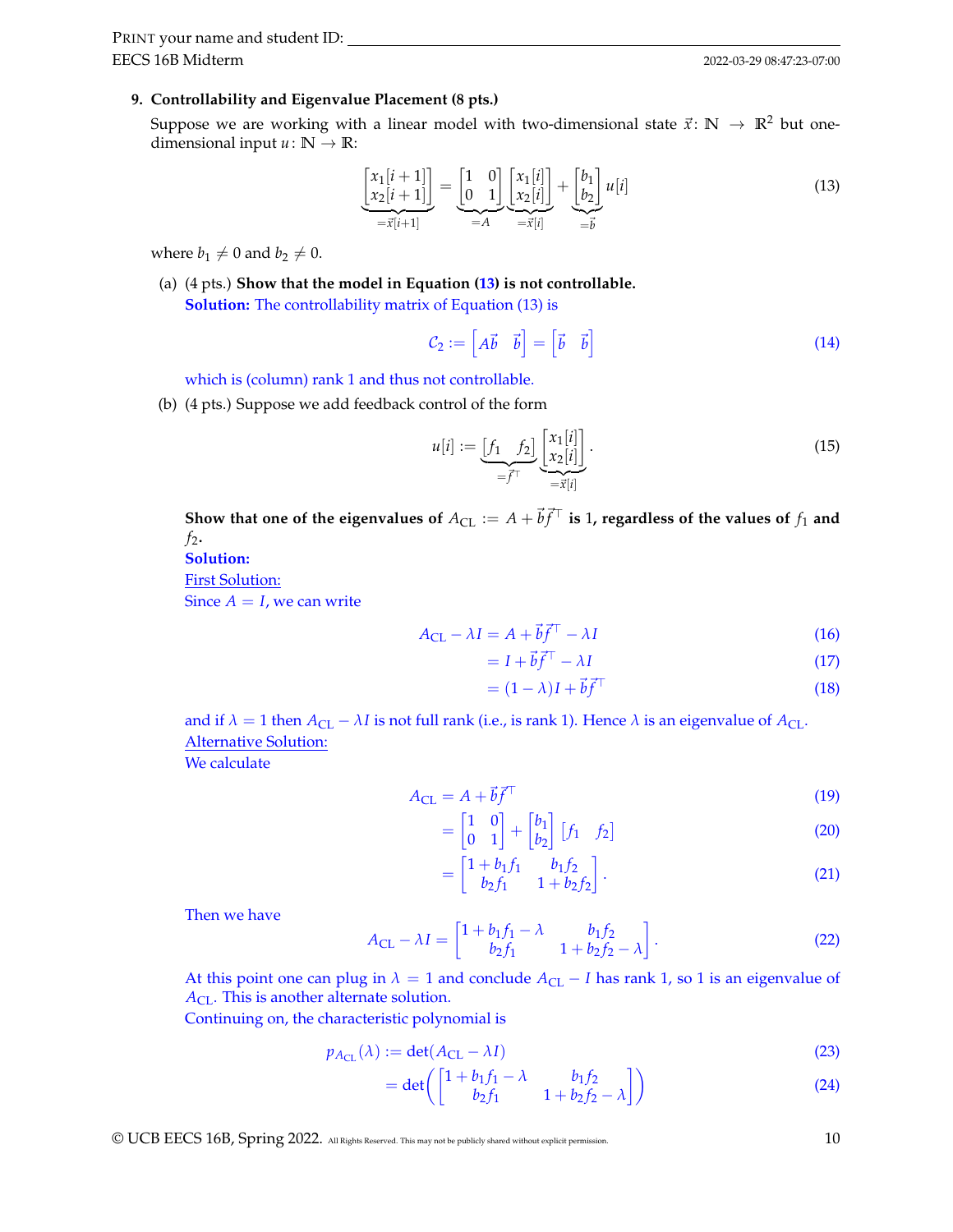**9. Controllability and Eigenvalue Placement (8 pts.)**

Suppose we are working with a linear model with two-dimensional state $\vec{x}\colon \mathbb{N} \to \mathbb{R}^2$ but one-dimensional input $u\colon \mathbb{N} \to \mathbb{R}$:

$$\underbrace{\begin{bmatrix} x_1[i+1] \\ x_2[i+1] \end{bmatrix}}_{=\vec{x}[i+1]} = \underbrace{\begin{bmatrix} 1 & 0 \\ 0 & 1 \end{bmatrix}}_{=A} \underbrace{\begin{bmatrix} x_1[i] \\ x_2[i] \end{bmatrix}}_{=\vec{x}[i]} + \underbrace{\begin{bmatrix} b_1 \\ b_2 \end{bmatrix}}_{=\vec{b}} u[i] \tag{13}$$

where $b_1 \neq 0$ and $b_2 \neq 0$.

(a) (4 pts.) **Show that the model in Equation (13) is not controllable.**

**Solution:** The controllability matrix of Equation (13) is

$$\mathcal{C}_2 := \begin{bmatrix} A\vec{b} & \vec{b} \end{bmatrix} = \begin{bmatrix} \vec{b} & \vec{b} \end{bmatrix} \tag{14}$$

which is (column) rank 1 and thus not controllable.

(b) (4 pts.) Suppose we add feedback control of the form

$$u[i] := \underbrace{\begin{bmatrix} f_1 & f_2 \end{bmatrix}}_{=\vec{f}^\top} \underbrace{\begin{bmatrix} x_1[i] \\ x_2[i] \end{bmatrix}}_{=\vec{x}[i]}. \tag{15}$$

**Show that one of the eigenvalues of $A_{\text{CL}} := A + \vec{b}\vec{f}^\top$ is 1, regardless of the values of $f_1$ and $f_2$.**

**Solution:**

First Solution:

Since $A = I$, we can write

$$\begin{aligned} A_{\text{CL}} - \lambda I &= A + \vec{b}\vec{f}^\top - \lambda I & (16)\\ &= I + \vec{b}\vec{f}^\top - \lambda I & (17)\\ &= (1-\lambda)I + \vec{b}\vec{f}^\top & (18) \end{aligned}$$

and if $\lambda = 1$ then $A_{\text{CL}} - \lambda I$ is not full rank (i.e., is rank 1). Hence $\lambda$ is an eigenvalue of $A_{\text{CL}}$.

Alternative Solution:

We calculate

$$\begin{aligned} A_{\text{CL}} &= A + \vec{b}\vec{f}^\top & (19)\\ &= \begin{bmatrix} 1 & 0 \\ 0 & 1 \end{bmatrix} + \begin{bmatrix} b_1 \\ b_2 \end{bmatrix} \begin{bmatrix} f_1 & f_2 \end{bmatrix} & (20)\\ &= \begin{bmatrix} 1 + b_1 f_1 & b_1 f_2 \\ b_2 f_1 & 1 + b_2 f_2 \end{bmatrix}. & (21) \end{aligned}$$

Then we have

$$A_{\text{CL}} - \lambda I = \begin{bmatrix} 1 + b_1 f_1 - \lambda & b_1 f_2 \\ b_2 f_1 & 1 + b_2 f_2 - \lambda \end{bmatrix}. \tag{22}$$

At this point one can plug in $\lambda = 1$ and conclude $A_{\text{CL}} - I$ has rank 1, so 1 is an eigenvalue of $A_{\text{CL}}$. This is another alternate solution.

Continuing on, the characteristic polynomial is

$$\begin{aligned} p_{A_{\text{CL}}}(\lambda) &:= \det(A_{\text{CL}} - \lambda I) & (23)\\ &= \det\left(\begin{bmatrix} 1 + b_1 f_1 - \lambda & b_1 f_2 \\ b_2 f_1 & 1 + b_2 f_2 - \lambda \end{bmatrix}\right) & (24) \end{aligned}$$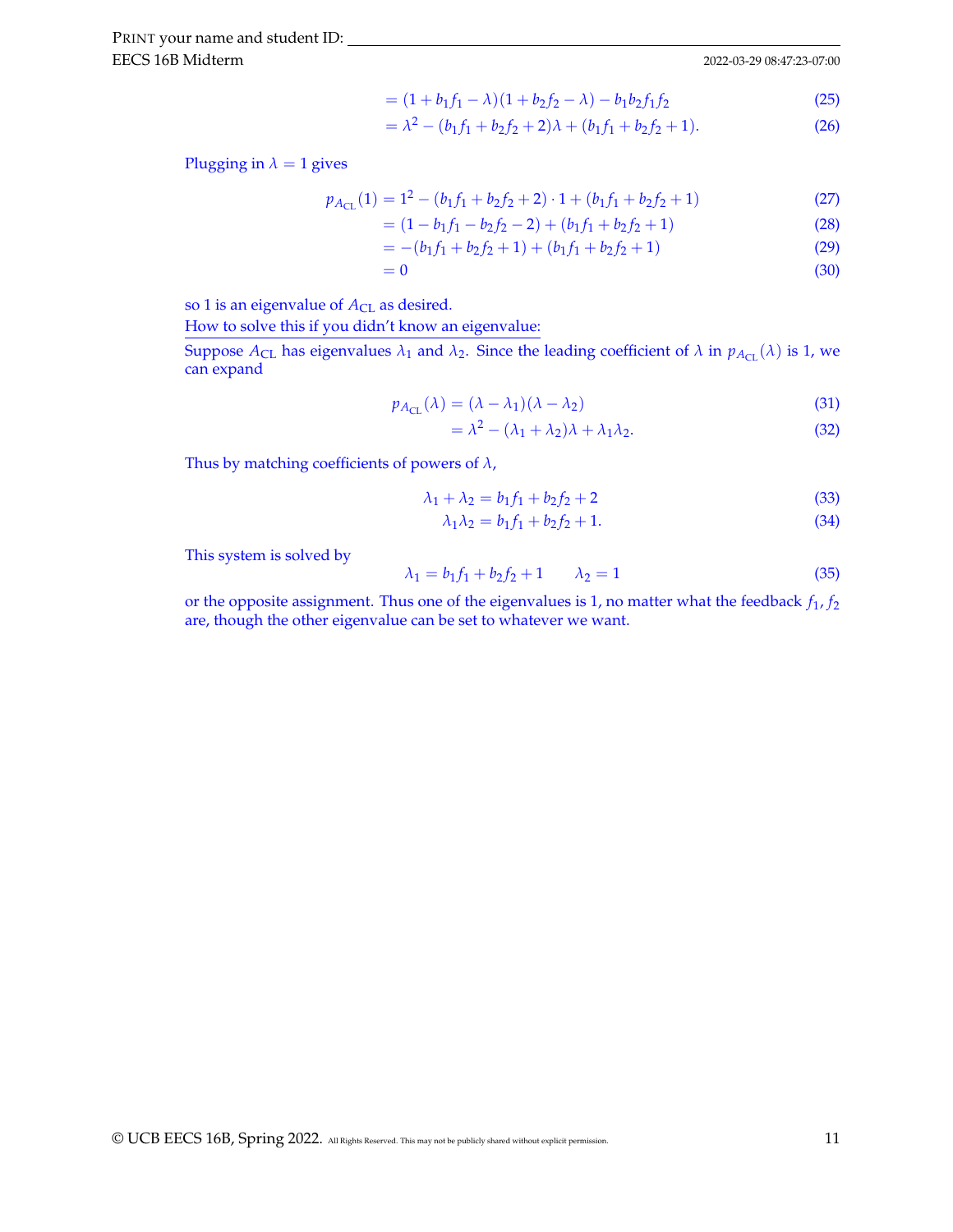$$= (1 + b_1 f_1 - \lambda)(1 + b_2 f_2 - \lambda) - b_1 b_2 f_1 f_2 \tag{25}$$

$$= \lambda^2 - (b_1 f_1 + b_2 f_2 + 2)\lambda + (b_1 f_1 + b_2 f_2 + 1). \tag{26}$$

Plugging in $\lambda = 1$ gives

$$p_{A_{\text{CL}}}(1) = 1^2 - (b_1 f_1 + b_2 f_2 + 2) \cdot 1 + (b_1 f_1 + b_2 f_2 + 1) \tag{27}$$

$$= (1 - b_1 f_1 - b_2 f_2 - 2) + (b_1 f_1 + b_2 f_2 + 1) \tag{28}$$

$$= -(b_1 f_1 + b_2 f_2 + 1) + (b_1 f_1 + b_2 f_2 + 1) \tag{29}$$

$$= 0 \tag{30}$$

so 1 is an eigenvalue of $A_{\text{CL}}$ as desired.

How to solve this if you didn't know an eigenvalue:

Suppose $A_{\text{CL}}$ has eigenvalues $\lambda_1$ and $\lambda_2$. Since the leading coefficient of $\lambda$ in $p_{A_{\text{CL}}}(\lambda)$ is 1, we can expand

$$p_{A_{\text{CL}}}(\lambda) = (\lambda - \lambda_1)(\lambda - \lambda_2) \tag{31}$$

$$= \lambda^2 - (\lambda_1 + \lambda_2)\lambda + \lambda_1 \lambda_2. \tag{32}$$

Thus by matching coefficients of powers of $\lambda$,

$$\lambda_1 + \lambda_2 = b_1 f_1 + b_2 f_2 + 2 \tag{33}$$

$$\lambda_1 \lambda_2 = b_1 f_1 + b_2 f_2 + 1. \tag{34}$$

This system is solved by

$$\lambda_1 = b_1 f_1 + b_2 f_2 + 1 \qquad \lambda_2 = 1 \tag{35}$$

or the opposite assignment. Thus one of the eigenvalues is 1, no matter what the feedback $f_1, f_2$ are, though the other eigenvalue can be set to whatever we want.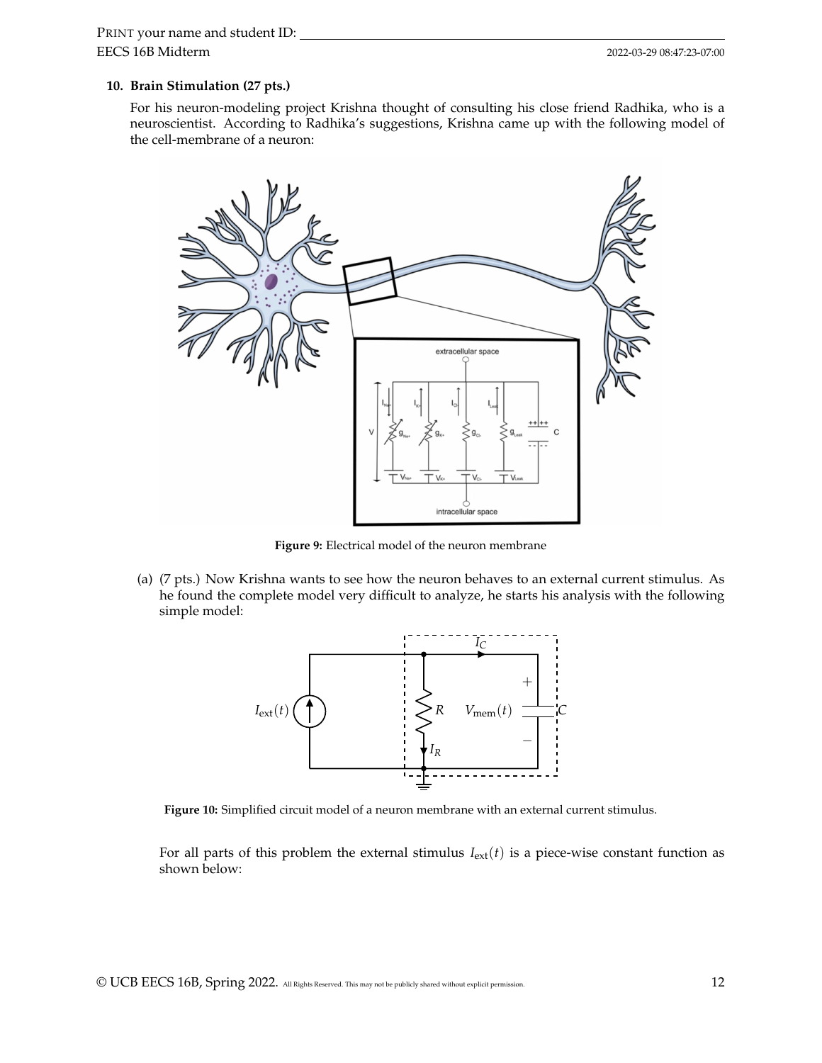**10. Brain Stimulation (27 pts.)**

For his neuron-modeling project Krishna thought of consulting his close friend Radhika, who is a neuroscientist. According to Radhika's suggestions, Krishna came up with the following model of the cell-membrane of a neuron:

**Figure 9:** Electrical model of the neuron membrane

(a) (7 pts.) Now Krishna wants to see how the neuron behaves to an external current stimulus. As he found the complete model very difficult to analyze, he starts his analysis with the following simple model:

**Figure 10:** Simplified circuit model of a neuron membrane with an external current stimulus.

For all parts of this problem the external stimulus $I_{\text{ext}}(t)$ is a piece-wise constant function as shown below: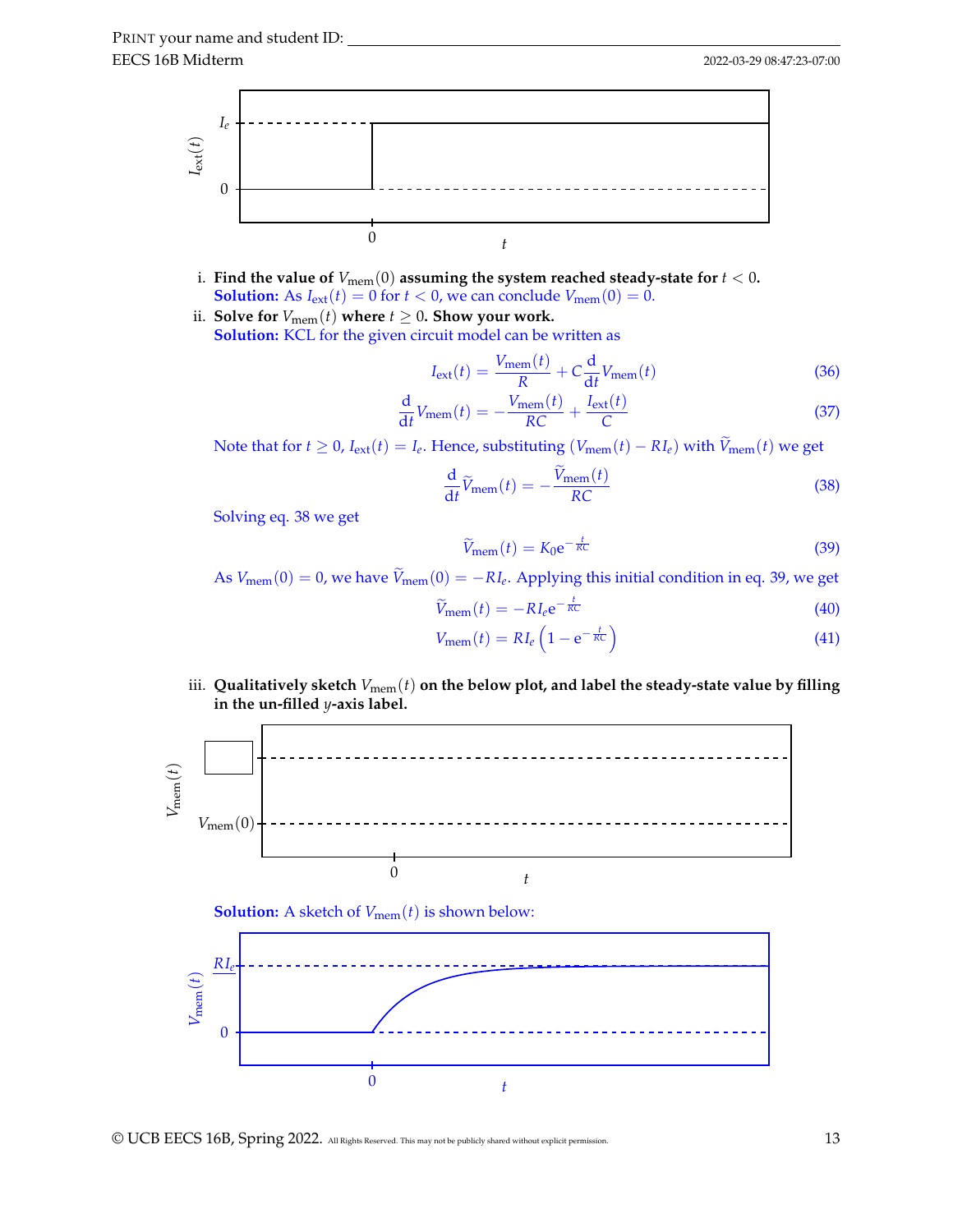i. **Find the value of $V_{\text{mem}}(0)$ assuming the system reached steady-state for $t < 0$.**
**Solution:** As $I_{\text{ext}}(t) = 0$ for $t < 0$, we can conclude $V_{\text{mem}}(0) = 0$.

ii. **Solve for $V_{\text{mem}}(t)$ where $t \geq 0$. Show your work.**
**Solution:** KCL for the given circuit model can be written as

$$I_{\text{ext}}(t) = \frac{V_{\text{mem}}(t)}{R} + C\frac{\mathrm{d}}{\mathrm{d}t}V_{\text{mem}}(t) \tag{36}$$

$$\frac{\mathrm{d}}{\mathrm{d}t}V_{\text{mem}}(t) = -\frac{V_{\text{mem}}(t)}{RC} + \frac{I_{\text{ext}}(t)}{C} \tag{37}$$

Note that for $t \geq 0$, $I_{\text{ext}}(t) = I_e$. Hence, substituting $(V_{\text{mem}}(t) - RI_e)$ with $\widetilde{V}_{\text{mem}}(t)$ we get

$$\frac{\mathrm{d}}{\mathrm{d}t}\widetilde{V}_{\text{mem}}(t) = -\frac{\widetilde{V}_{\text{mem}}(t)}{RC} \tag{38}$$

Solving eq. 38 we get

$$\widetilde{V}_{\text{mem}}(t) = K_0 e^{-\frac{t}{RC}} \tag{39}$$

As $V_{\text{mem}}(0) = 0$, we have $\widetilde{V}_{\text{mem}}(0) = -RI_e$. Applying this initial condition in eq. 39, we get

$$\widetilde{V}_{\text{mem}}(t) = -RI_e e^{-\frac{t}{RC}} \tag{40}$$

$$V_{\text{mem}}(t) = RI_e\left(1 - e^{-\frac{t}{RC}}\right) \tag{41}$$

iii. **Qualitatively sketch $V_{\text{mem}}(t)$ on the below plot, and label the steady-state value by filling in the un-filled $y$-axis label.**

**Solution:** A sketch of $V_{\text{mem}}(t)$ is shown below: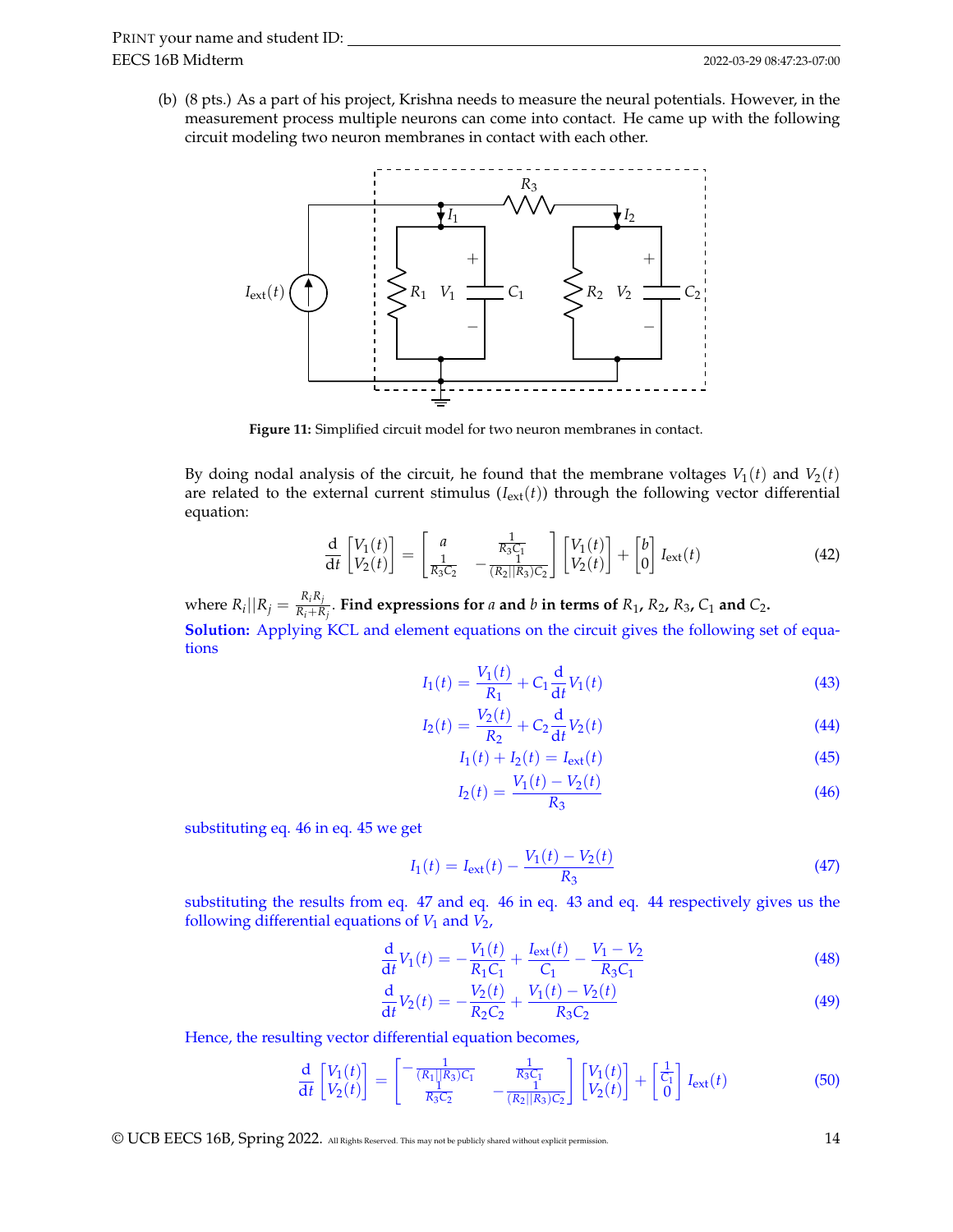(b) (8 pts.) As a part of his project, Krishna needs to measure the neural potentials. However, in the measurement process multiple neurons can come into contact. He came up with the following circuit modeling two neuron membranes in contact with each other.

**Figure 11:** Simplified circuit model for two neuron membranes in contact.

By doing nodal analysis of the circuit, he found that the membrane voltages $V_1(t)$ and $V_2(t)$ are related to the external current stimulus ($I_{\text{ext}}(t)$) through the following vector differential equation:

$$\frac{\mathrm{d}}{\mathrm{d}t}\begin{bmatrix} V_1(t) \\ V_2(t) \end{bmatrix} = \begin{bmatrix} a & \frac{1}{R_3 C_1} \\ \frac{1}{R_3 C_2} & -\frac{1}{(R_2 || R_3) C_2} \end{bmatrix} \begin{bmatrix} V_1(t) \\ V_2(t) \end{bmatrix} + \begin{bmatrix} b \\ 0 \end{bmatrix} I_{\text{ext}}(t) \tag{42}$$

where $R_i || R_j = \frac{R_i R_j}{R_i + R_j}$. **Find expressions for $a$ and $b$ in terms of $R_1$, $R_2$, $R_3$, $C_1$ and $C_2$.**

**Solution:** Applying KCL and element equations on the circuit gives the following set of equations

$$I_1(t) = \frac{V_1(t)}{R_1} + C_1 \frac{\mathrm{d}}{\mathrm{d}t} V_1(t) \tag{43}$$

$$I_2(t) = \frac{V_2(t)}{R_2} + C_2 \frac{\mathrm{d}}{\mathrm{d}t} V_2(t) \tag{44}$$

$$I_1(t) + I_2(t) = I_{\text{ext}}(t) \tag{45}$$

$$I_2(t) = \frac{V_1(t) - V_2(t)}{R_3} \tag{46}$$

substituting eq. 46 in eq. 45 we get

$$I_1(t) = I_{\text{ext}}(t) - \frac{V_1(t) - V_2(t)}{R_3} \tag{47}$$

substituting the results from eq. 47 and eq. 46 in eq. 43 and eq. 44 respectively gives us the following differential equations of $V_1$ and $V_2$,

$$\frac{\mathrm{d}}{\mathrm{d}t} V_1(t) = -\frac{V_1(t)}{R_1 C_1} + \frac{I_{\text{ext}}(t)}{C_1} - \frac{V_1 - V_2}{R_3 C_1} \tag{48}$$

$$\frac{\mathrm{d}}{\mathrm{d}t} V_2(t) = -\frac{V_2(t)}{R_2 C_2} + \frac{V_1(t) - V_2(t)}{R_3 C_2} \tag{49}$$

Hence, the resulting vector differential equation becomes,

$$\frac{\mathrm{d}}{\mathrm{d}t}\begin{bmatrix} V_1(t) \\ V_2(t) \end{bmatrix} = \begin{bmatrix} -\frac{1}{(R_1 || R_3) C_1} & \frac{1}{R_3 C_1} \\ \frac{1}{R_3 C_2} & -\frac{1}{(R_2 || R_3) C_2} \end{bmatrix} \begin{bmatrix} V_1(t) \\ V_2(t) \end{bmatrix} + \begin{bmatrix} \frac{1}{C_1} \\ 0 \end{bmatrix} I_{\text{ext}}(t) \tag{50}$$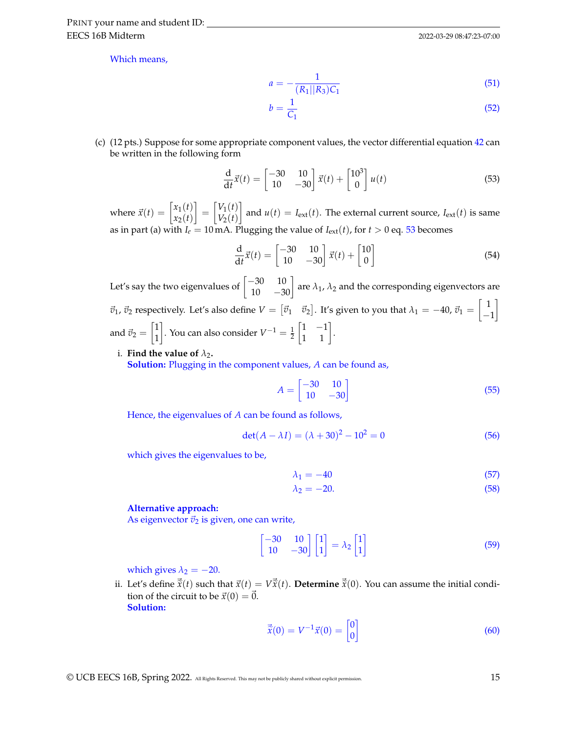Which means,

$$a = -\frac{1}{(R_1||R_3)C_1} \tag{51}$$

$$b = \frac{1}{C_1} \tag{52}$$

(c) (12 pts.) Suppose for some appropriate component values, the vector differential equation 42 can be written in the following form

$$\frac{\mathrm{d}}{\mathrm{d}t}\vec{x}(t) = \begin{bmatrix} -30 & 10 \\ 10 & -30 \end{bmatrix} \vec{x}(t) + \begin{bmatrix} 10^3 \\ 0 \end{bmatrix} u(t) \tag{53}$$

where $\vec{x}(t) = \begin{bmatrix} x_1(t) \\ x_2(t) \end{bmatrix} = \begin{bmatrix} V_1(t) \\ V_2(t) \end{bmatrix}$ and $u(t) = I_{\text{ext}}(t)$. The external current source, $I_{\text{ext}}(t)$ is same as in part (a) with $I_e = 10\,\text{mA}$. Plugging the value of $I_{\text{ext}}(t)$, for $t > 0$ eq. 53 becomes

$$\frac{\mathrm{d}}{\mathrm{d}t}\vec{x}(t) = \begin{bmatrix} -30 & 10 \\ 10 & -30 \end{bmatrix} \vec{x}(t) + \begin{bmatrix} 10 \\ 0 \end{bmatrix} \tag{54}$$

Let's say the two eigenvalues of $\begin{bmatrix} -30 & 10 \\ 10 & -30 \end{bmatrix}$ are $\lambda_1, \lambda_2$ and the corresponding eigenvectors are $\vec{v}_1, \vec{v}_2$ respectively. Let's also define $V = \begin{bmatrix} \vec{v}_1 & \vec{v}_2 \end{bmatrix}$. It's given to you that $\lambda_1 = -40$, $\vec{v}_1 = \begin{bmatrix} 1 \\ -1 \end{bmatrix}$ and $\vec{v}_2 = \begin{bmatrix} 1 \\ 1 \end{bmatrix}$. You can also consider $V^{-1} = \frac{1}{2}\begin{bmatrix} 1 & -1 \\ 1 & 1 \end{bmatrix}$.

i. **Find the value of $\lambda_2$.**

**Solution:** Plugging in the component values, $A$ can be found as,

$$A = \begin{bmatrix} -30 & 10 \\ 10 & -30 \end{bmatrix} \tag{55}$$

Hence, the eigenvalues of $A$ can be found as follows,

$$\det(A - \lambda I) = (\lambda + 30)^2 - 10^2 = 0 \tag{56}$$

which gives the eigenvalues to be,

$$\lambda_1 = -40 \tag{57}$$

$$\lambda_2 = -20. \tag{58}$$

**Alternative approach:**

As eigenvector $\vec{v}_2$ is given, one can write,

$$\begin{bmatrix} -30 & 10 \\ 10 & -30 \end{bmatrix} \begin{bmatrix} 1 \\ 1 \end{bmatrix} = \lambda_2 \begin{bmatrix} 1 \\ 1 \end{bmatrix} \tag{59}$$

which gives $\lambda_2 = -20$.

ii. Let's define $\vec{\tilde{x}}(t)$ such that $\vec{x}(t) = V\vec{\tilde{x}}(t)$. **Determine** $\vec{\tilde{x}}(0)$. You can assume the initial condition of the circuit to be $\vec{x}(0) = \vec{0}$.

**Solution:**

$$\vec{\tilde{x}}(0) = V^{-1}\vec{x}(0) = \begin{bmatrix} 0 \\ 0 \end{bmatrix} \tag{60}$$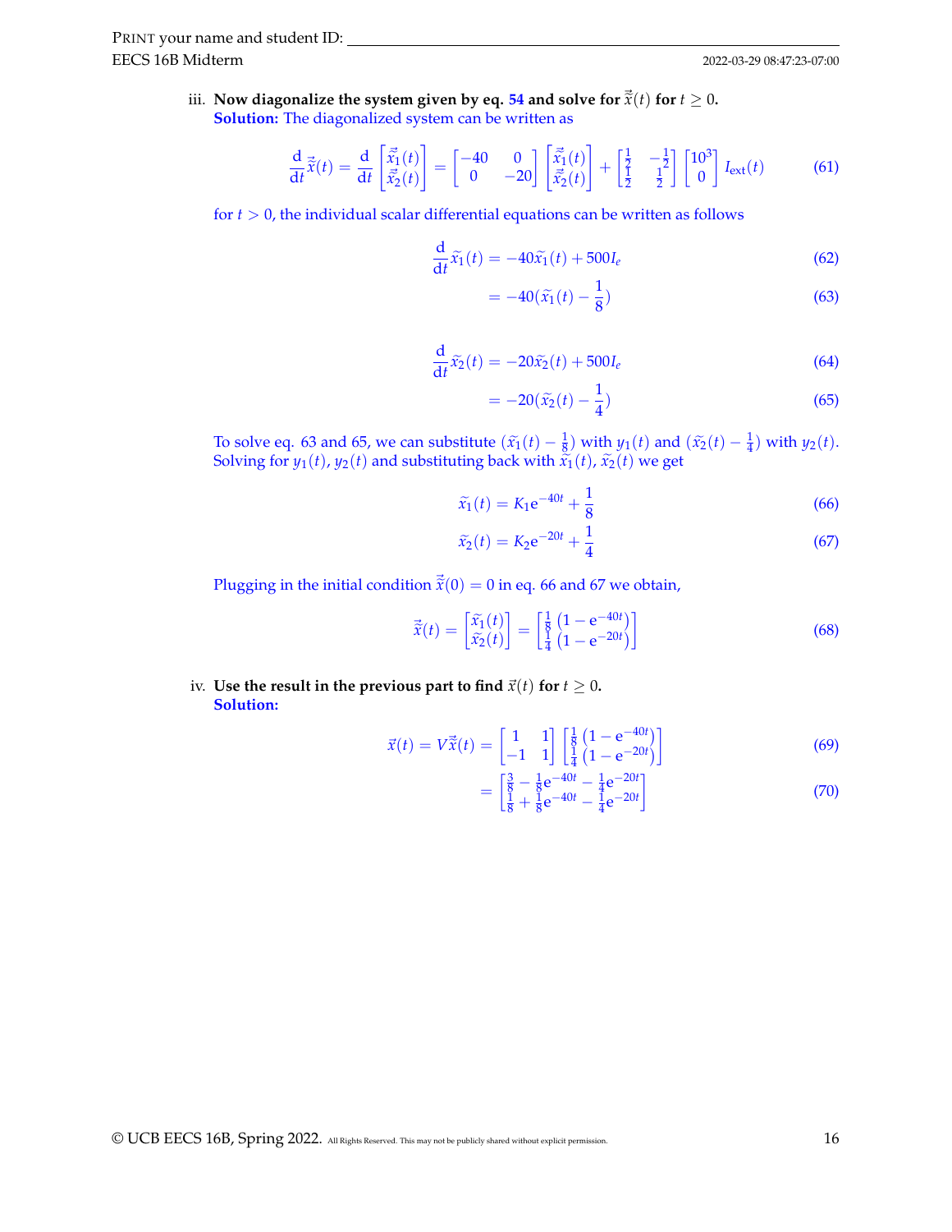iii. **Now diagonalize the system given by eq. 54 and solve for $\vec{\tilde{x}}(t)$ for $t \geq 0$.**
**Solution:** The diagonalized system can be written as

$$\frac{\mathrm{d}}{\mathrm{d}t}\vec{\tilde{x}}(t) = \frac{\mathrm{d}}{\mathrm{d}t}\begin{bmatrix} \vec{\tilde{x}}_1(t) \\ \vec{\tilde{x}}_2(t) \end{bmatrix} = \begin{bmatrix} -40 & 0 \\ 0 & -20 \end{bmatrix}\begin{bmatrix} \vec{\tilde{x}}_1(t) \\ \vec{\tilde{x}}_2(t) \end{bmatrix} + \begin{bmatrix} \frac{1}{2} & -\frac{1}{2} \\ \frac{1}{2} & \frac{1}{2} \end{bmatrix}\begin{bmatrix} 10^3 \\ 0 \end{bmatrix} I_{\text{ext}}(t) \tag{61}$$

for $t > 0$, the individual scalar differential equations can be written as follows

$$\frac{\mathrm{d}}{\mathrm{d}t}\tilde{x}_1(t) = -40\tilde{x}_1(t) + 500I_e \tag{62}$$

$$= -40(\tilde{x}_1(t) - \frac{1}{8}) \tag{63}$$

$$\frac{\mathrm{d}}{\mathrm{d}t}\tilde{x}_2(t) = -20\tilde{x}_2(t) + 500I_e \tag{64}$$

$$= -20(\tilde{x}_2(t) - \frac{1}{4}) \tag{65}$$

To solve eq. 63 and 65, we can substitute $(\tilde{x}_1(t) - \frac{1}{8})$ with $y_1(t)$ and $(\tilde{x}_2(t) - \frac{1}{4})$ with $y_2(t)$. Solving for $y_1(t)$, $y_2(t)$ and substituting back with $\tilde{x}_1(t)$, $\tilde{x}_2(t)$ we get

$$\tilde{x}_1(t) = K_1 \mathrm{e}^{-40t} + \frac{1}{8} \tag{66}$$

$$\tilde{x}_2(t) = K_2 \mathrm{e}^{-20t} + \frac{1}{4} \tag{67}$$

Plugging in the initial condition $\vec{\tilde{x}}(0) = 0$ in eq. 66 and 67 we obtain,

$$\vec{\tilde{x}}(t) = \begin{bmatrix} \tilde{x}_1(t) \\ \tilde{x}_2(t) \end{bmatrix} = \begin{bmatrix} \frac{1}{8}\left(1 - \mathrm{e}^{-40t}\right) \\ \frac{1}{4}\left(1 - \mathrm{e}^{-20t}\right) \end{bmatrix} \tag{68}$$

iv. **Use the result in the previous part to find $\vec{x}(t)$ for $t \geq 0$.**
**Solution:**

$$\vec{x}(t) = V\vec{\tilde{x}}(t) = \begin{bmatrix} 1 & 1 \\ -1 & 1 \end{bmatrix}\begin{bmatrix} \frac{1}{8}\left(1 - \mathrm{e}^{-40t}\right) \\ \frac{1}{4}\left(1 - \mathrm{e}^{-20t}\right) \end{bmatrix} \tag{69}$$

$$= \begin{bmatrix} \frac{3}{8} - \frac{1}{8}\mathrm{e}^{-40t} - \frac{1}{4}\mathrm{e}^{-20t} \\ \frac{1}{8} + \frac{1}{8}\mathrm{e}^{-40t} - \frac{1}{4}\mathrm{e}^{-20t} \end{bmatrix} \tag{70}$$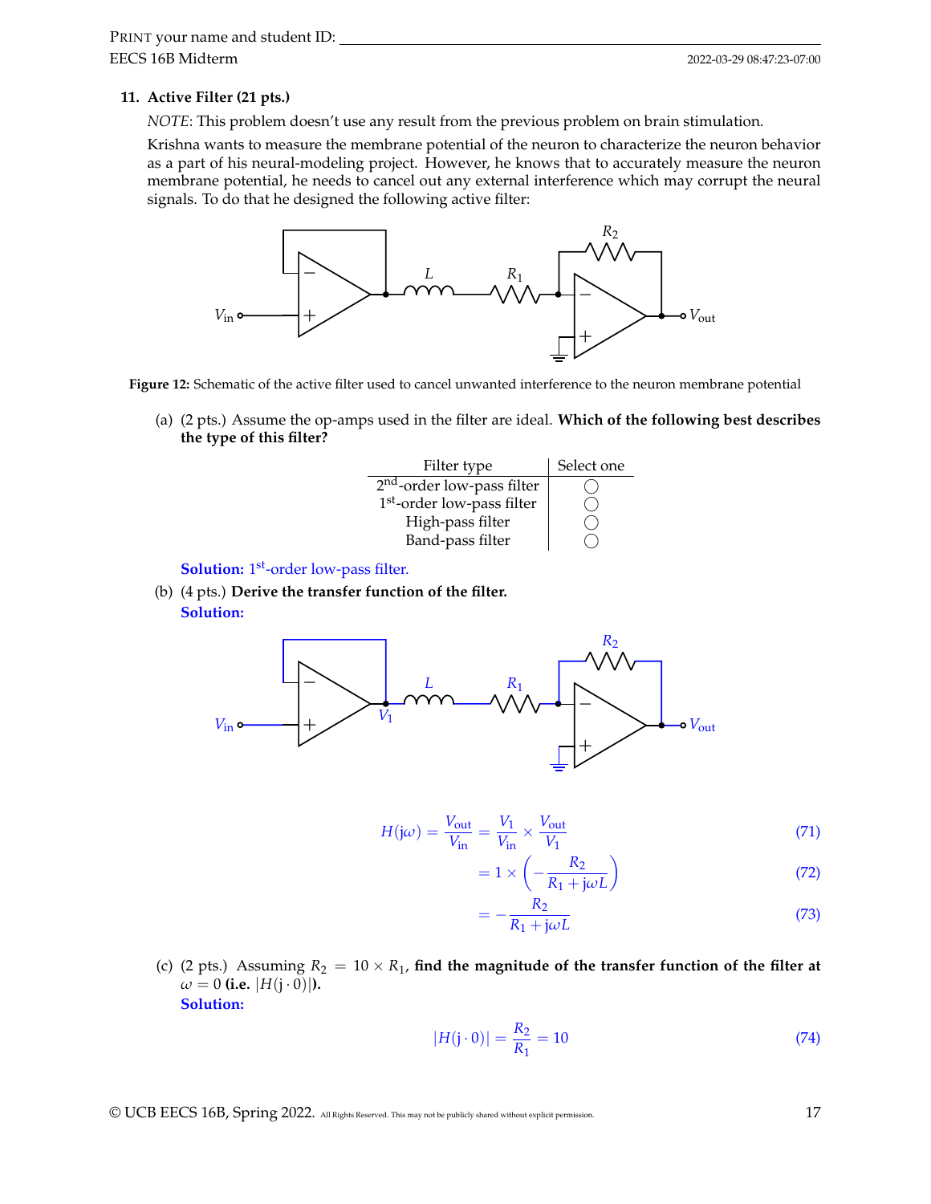## 11. Active Filter (21 pts.)

*NOTE*: This problem doesn't use any result from the previous problem on brain stimulation.

Krishna wants to measure the membrane potential of the neuron to characterize the neuron behavior as a part of his neural-modeling project. However, he knows that to accurately measure the neuron membrane potential, he needs to cancel out any external interference which may corrupt the neural signals. To do that he designed the following active filter:

**Figure 12:** Schematic of the active filter used to cancel unwanted interference to the neuron membrane potential

(a) (2 pts.) Assume the op-amps used in the filter are ideal. **Which of the following best describes the type of this filter?**

| Filter type | Select one |
| --- | --- |
| $2^{nd}$-order low-pass filter | ◯ |
| $1^{st}$-order low-pass filter | ◯ |
| High-pass filter | ◯ |
| Band-pass filter | ◯ |

**Solution:** $1^{st}$-order low-pass filter.

(b) (4 pts.) **Derive the transfer function of the filter.**

**Solution:**

$$H(j\omega) = \frac{V_{out}}{V_{in}} = \frac{V_1}{V_{in}} \times \frac{V_{out}}{V_1} \tag{71}$$

$$= 1 \times \left(-\frac{R_2}{R_1 + j\omega L}\right) \tag{72}$$

$$= -\frac{R_2}{R_1 + j\omega L} \tag{73}$$

(c) (2 pts.) Assuming $R_2 = 10 \times R_1$, **find the magnitude of the transfer function of the filter at** $\omega = 0$ **(i.e.** $|H(j \cdot 0)|$**).**

**Solution:**

$$|H(j \cdot 0)| = \frac{R_2}{R_1} = 10 \tag{74}$$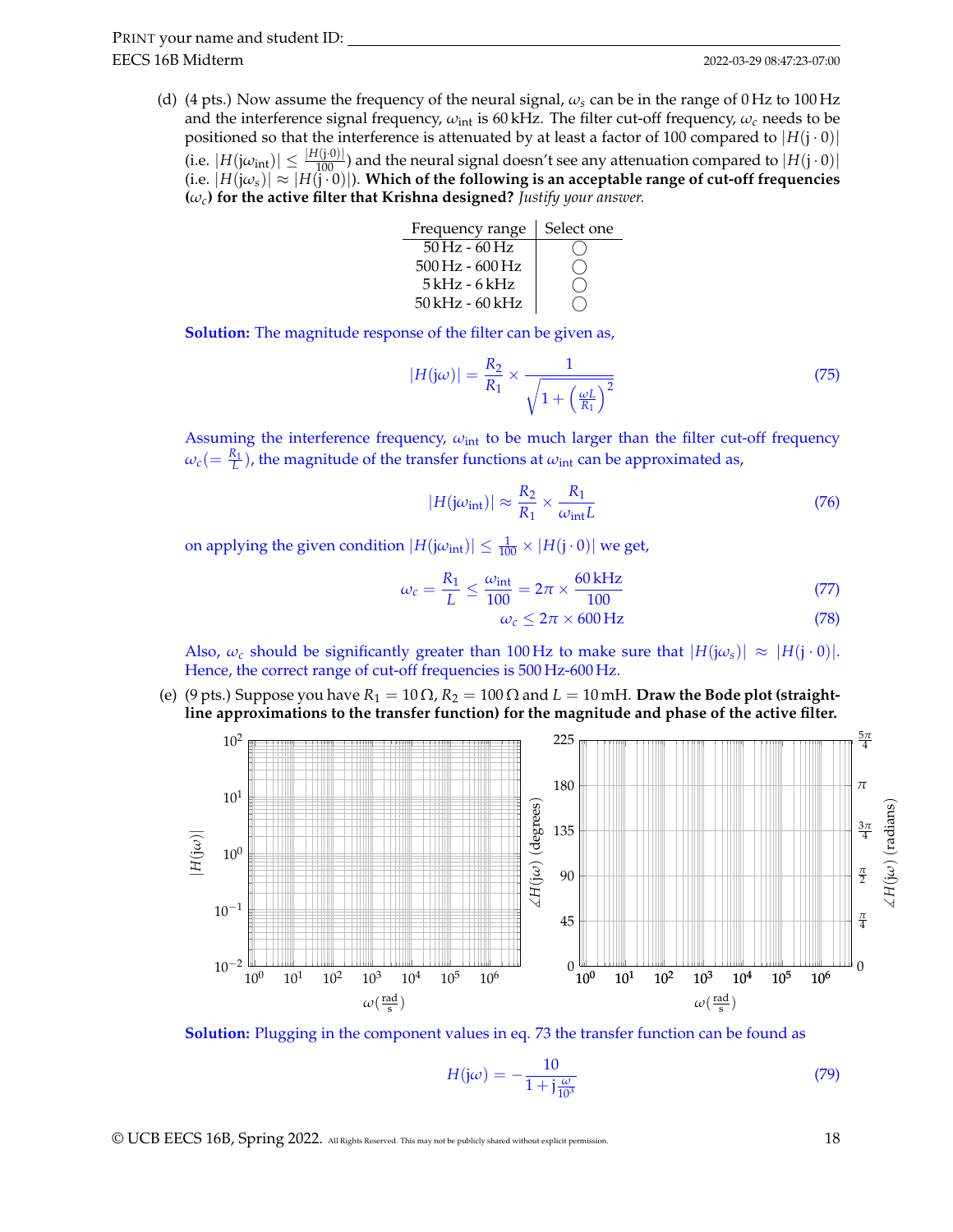(d) (4 pts.) Now assume the frequency of the neural signal, $\omega_s$ can be in the range of 0 Hz to 100 Hz and the interference signal frequency, $\omega_{\text{int}}$ is 60 kHz. The filter cut-off frequency, $\omega_c$ needs to be positioned so that the interference is attenuated by at least a factor of 100 compared to $|H(\mathrm{j} \cdot 0)|$ (i.e. $|H(\mathrm{j}\omega_{\text{int}})| \leq \frac{|H(\mathrm{j}\cdot 0)|}{100}$) and the neural signal doesn't see any attenuation compared to $|H(\mathrm{j} \cdot 0)|$ (i.e. $|H(\mathrm{j}\omega_s)| \approx |H(\mathrm{j} \cdot 0)|$). **Which of the following is an acceptable range of cut-off frequencies ($\omega_c$) for the active filter that Krishna designed?** *Justify your answer.*

| Frequency range | Select one |
|---|---|
| 50 Hz - 60 Hz | ◯ |
| 500 Hz - 600 Hz | ◯ |
| 5 kHz - 6 kHz | ◯ |
| 50 kHz - 60 kHz | ◯ |

**Solution:** The magnitude response of the filter can be given as,

$$|H(\mathrm{j}\omega)| = \frac{R_2}{R_1} \times \frac{1}{\sqrt{1 + \left(\frac{\omega L}{R_1}\right)^2}} \tag{75}$$

Assuming the interference frequency, $\omega_{\text{int}}$ to be much larger than the filter cut-off frequency $\omega_c (= \frac{R_1}{L})$, the magnitude of the transfer functions at $\omega_{\text{int}}$ can be approximated as,

$$|H(\mathrm{j}\omega_{\text{int}})| \approx \frac{R_2}{R_1} \times \frac{R_1}{\omega_{\text{int}} L} \tag{76}$$

on applying the given condition $|H(\mathrm{j}\omega_{\text{int}})| \leq \frac{1}{100} \times |H(\mathrm{j} \cdot 0)|$ we get,

$$\omega_c = \frac{R_1}{L} \leq \frac{\omega_{\text{int}}}{100} = 2\pi \times \frac{60\,\text{kHz}}{100} \tag{77}$$

$$\omega_c \leq 2\pi \times 600\,\text{Hz} \tag{78}$$

Also, $\omega_c$ should be significantly greater than 100 Hz to make sure that $|H(\mathrm{j}\omega_s)| \approx |H(\mathrm{j} \cdot 0)|$. Hence, the correct range of cut-off frequencies is 500 Hz-600 Hz.

(e) (9 pts.) Suppose you have $R_1 = 10\,\Omega$, $R_2 = 100\,\Omega$ and $L = 10\,\text{mH}$. **Draw the Bode plot (straight-line approximations to the transfer function) for the magnitude and phase of the active filter.**

(Blank Bode plot axes: $|H(\mathrm{j}\omega)|$ from $10^{-2}$ to $10^{2}$ vs. $\omega\left(\frac{\text{rad}}{\text{s}}\right)$ from $10^0$ to $10^6$; $\angle H(\mathrm{j}\omega)$ from 0 to 225 degrees (0 to $\frac{5\pi}{4}$ radians) vs. $\omega\left(\frac{\text{rad}}{\text{s}}\right)$ from $10^0$ to $10^6$.)

**Solution:** Plugging in the component values in eq. 73 the transfer function can be found as

$$H(\mathrm{j}\omega) = -\frac{10}{1 + \mathrm{j}\frac{\omega}{10^3}} \tag{79}$$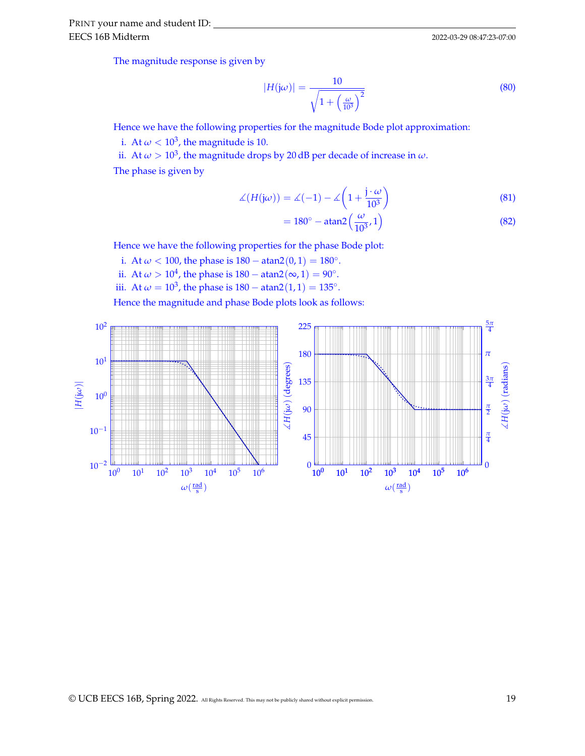The magnitude response is given by

$$|H(j\omega)| = \frac{10}{\sqrt{1 + \left(\frac{\omega}{10^3}\right)^2}} \tag{80}$$

Hence we have the following properties for the magnitude Bode plot approximation:

i. At $\omega < 10^3$, the magnitude is 10.
ii. At $\omega > 10^3$, the magnitude drops by 20 dB per decade of increase in $\omega$.

The phase is given by

$$\measuredangle(H(j\omega)) = \measuredangle(-1) - \measuredangle\left(1 + \frac{j \cdot \omega}{10^3}\right) \tag{81}$$

$$= 180^\circ - \text{atan2}\left(\frac{\omega}{10^3}, 1\right) \tag{82}$$

Hence we have the following properties for the phase Bode plot:

i. At $\omega < 100$, the phase is $180 - \text{atan2}(0, 1) = 180^\circ$.
ii. At $\omega > 10^4$, the phase is $180 - \text{atan2}(\infty, 1) = 90^\circ$.
iii. At $\omega = 10^3$, the phase is $180 - \text{atan2}(1, 1) = 135^\circ$.

Hence the magnitude and phase Bode plots look as follows: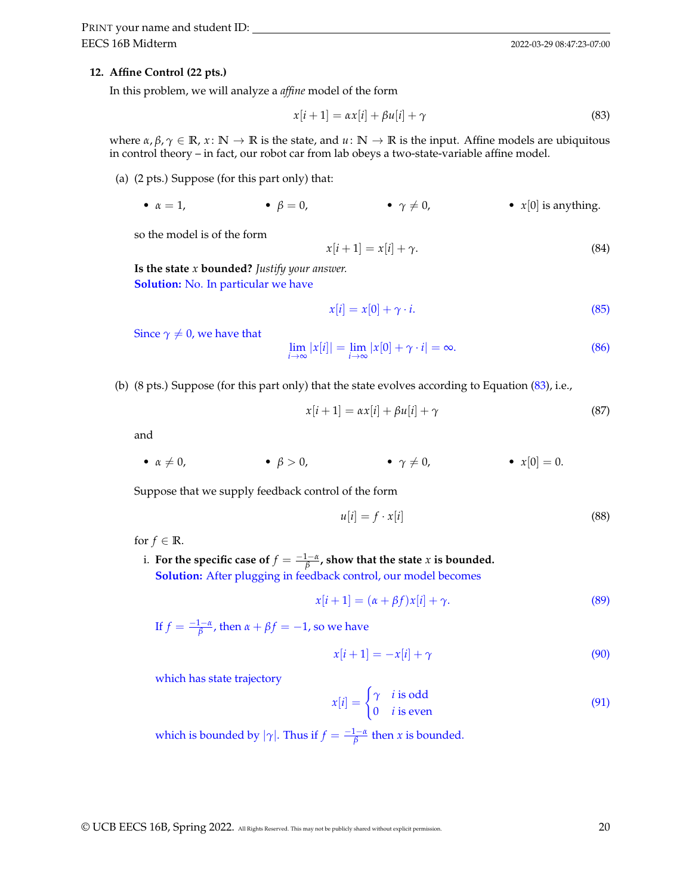**12. Affine Control (22 pts.)**

In this problem, we will analyze a *affine* model of the form

$$x[i+1] = \alpha x[i] + \beta u[i] + \gamma \tag{83}$$

where $\alpha, \beta, \gamma \in \mathbb{R}$, $x \colon \mathbb{N} \to \mathbb{R}$ is the state, and $u \colon \mathbb{N} \to \mathbb{R}$ is the input. Affine models are ubiquitous in control theory – in fact, our robot car from lab obeys a two-state-variable affine model.

(a) (2 pts.) Suppose (for this part only) that:

- $\alpha = 1$,
- $\beta = 0$,
- $\gamma \neq 0$,
- $x[0]$ is anything.

so the model is of the form

$$x[i+1] = x[i] + \gamma. \tag{84}$$

**Is the state $x$ bounded?** *Justify your answer.*

**Solution:** No. In particular we have

$$x[i] = x[0] + \gamma \cdot i. \tag{85}$$

Since $\gamma \neq 0$, we have that

$$\lim_{i \to \infty} |x[i]| = \lim_{i \to \infty} |x[0] + \gamma \cdot i| = \infty. \tag{86}$$

(b) (8 pts.) Suppose (for this part only) that the state evolves according to Equation (83), i.e.,

$$x[i+1] = \alpha x[i] + \beta u[i] + \gamma \tag{87}$$

and

- $\alpha \neq 0$,
- $\beta > 0$,
- $\gamma \neq 0$,
- $x[0] = 0$.

Suppose that we supply feedback control of the form

$$u[i] = f \cdot x[i] \tag{88}$$

for $f \in \mathbb{R}$.

i. **For the specific case of $f = \frac{-1-\alpha}{\beta}$, show that the state $x$ is bounded.**

**Solution:** After plugging in feedback control, our model becomes

$$x[i+1] = (\alpha + \beta f)x[i] + \gamma. \tag{89}$$

If $f = \frac{-1-\alpha}{\beta}$, then $\alpha + \beta f = -1$, so we have

$$x[i+1] = -x[i] + \gamma \tag{90}$$

which has state trajectory

$$x[i] = \begin{cases} \gamma & i \text{ is odd} \\ 0 & i \text{ is even} \end{cases} \tag{91}$$

which is bounded by $|\gamma|$. Thus if $f = \frac{-1-\alpha}{\beta}$ then $x$ is bounded.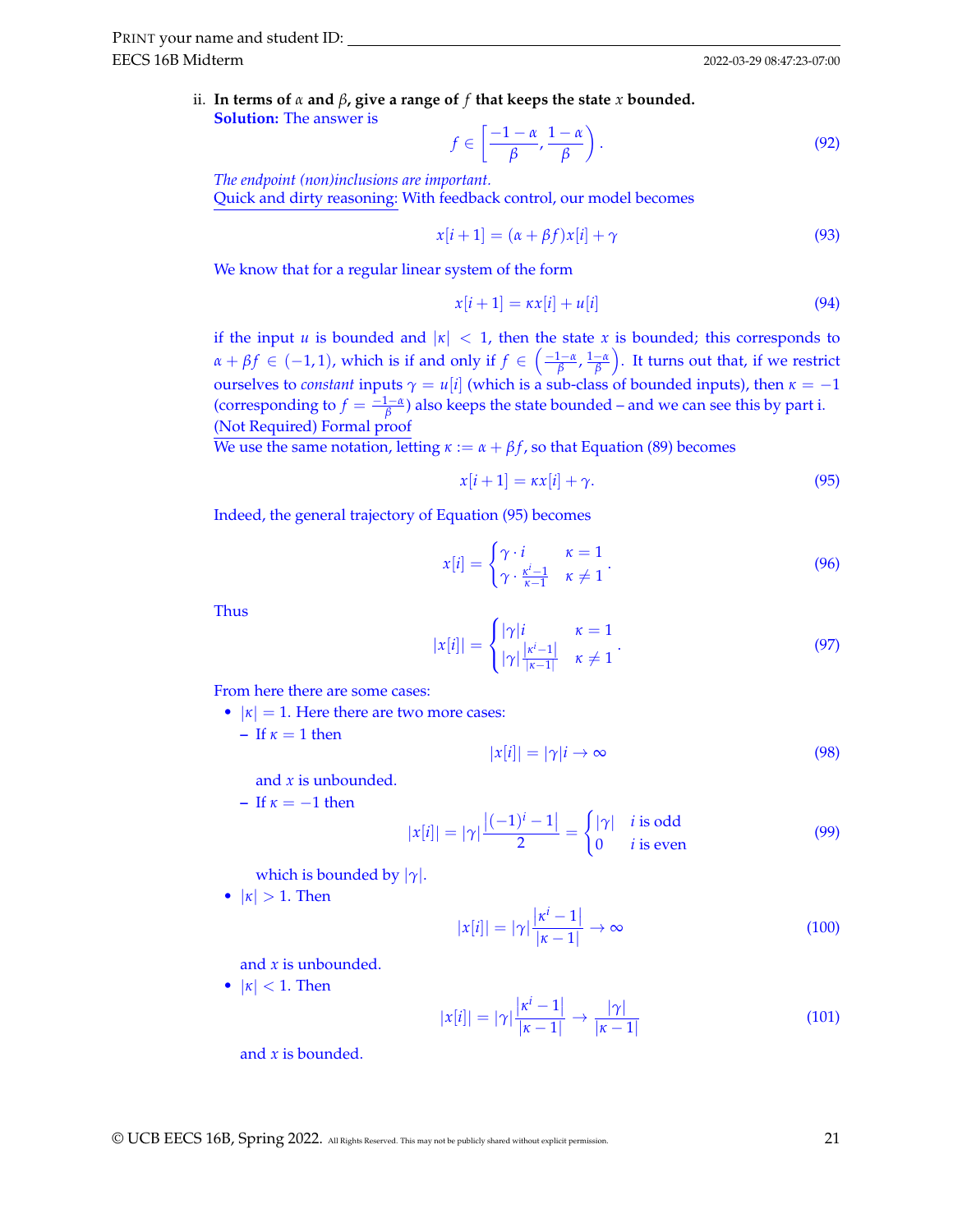ii. **In terms of $\alpha$ and $\beta$, give a range of $f$ that keeps the state $x$ bounded.**

**Solution:** The answer is

$$f \in \left[\frac{-1-\alpha}{\beta}, \frac{1-\alpha}{\beta}\right). \tag{92}$$

*The endpoint (non)inclusions are important.*

Quick and dirty reasoning: With feedback control, our model becomes

$$x[i+1] = (\alpha + \beta f)x[i] + \gamma \tag{93}$$

We know that for a regular linear system of the form

$$x[i+1] = \kappa x[i] + u[i] \tag{94}$$

if the input $u$ is bounded and $|\kappa| < 1$, then the state $x$ is bounded; this corresponds to $\alpha + \beta f \in (-1, 1)$, which is if and only if $f \in \left(\frac{-1-\alpha}{\beta}, \frac{1-\alpha}{\beta}\right)$. It turns out that, if we restrict ourselves to *constant* inputs $\gamma = u[i]$ (which is a sub-class of bounded inputs), then $\kappa = -1$ (corresponding to $f = \frac{-1-\alpha}{\beta}$) also keeps the state bounded – and we can see this by part i.

(Not Required) Formal proof

We use the same notation, letting $\kappa := \alpha + \beta f$, so that Equation (89) becomes

$$x[i+1] = \kappa x[i] + \gamma. \tag{95}$$

Indeed, the general trajectory of Equation (95) becomes

$$x[i] = \begin{cases} \gamma \cdot i & \kappa = 1 \\ \gamma \cdot \frac{\kappa^i - 1}{\kappa - 1} & \kappa \neq 1 \end{cases}. \tag{96}$$

Thus

$$|x[i]| = \begin{cases} |\gamma| i & \kappa = 1 \\ |\gamma| \frac{|\kappa^i - 1|}{|\kappa - 1|} & \kappa \neq 1 \end{cases}. \tag{97}$$

From here there are some cases:

- $|\kappa| = 1$. Here there are two more cases:
  - If $\kappa = 1$ then
  $$|x[i]| = |\gamma| i \to \infty \tag{98}$$
  and $x$ is unbounded.
  - If $\kappa = -1$ then
  $$|x[i]| = |\gamma| \frac{|(-1)^i - 1|}{2} = \begin{cases} |\gamma| & i \text{ is odd} \\ 0 & i \text{ is even} \end{cases} \tag{99}$$
  which is bounded by $|\gamma|$.
- $|\kappa| > 1$. Then
$$|x[i]| = |\gamma| \frac{|\kappa^i - 1|}{|\kappa - 1|} \to \infty \tag{100}$$
and $x$ is unbounded.
- $|\kappa| < 1$. Then
$$|x[i]| = |\gamma| \frac{|\kappa^i - 1|}{|\kappa - 1|} \to \frac{|\gamma|}{|\kappa - 1|} \tag{101}$$
and $x$ is bounded.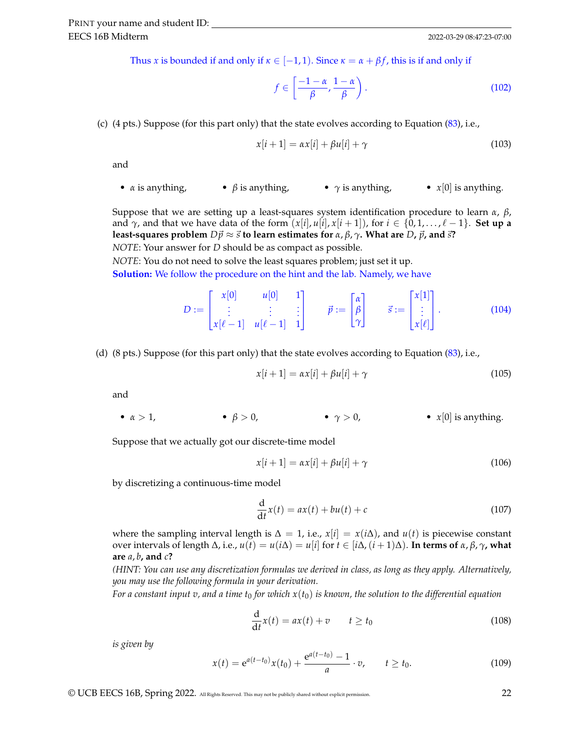Thus $x$ is bounded if and only if $\kappa \in [-1, 1)$. Since $\kappa = \alpha + \beta f$, this is if and only if

$$f \in \left[\frac{-1-\alpha}{\beta}, \frac{1-\alpha}{\beta}\right). \tag{102}$$

(c) (4 pts.) Suppose (for this part only) that the state evolves according to Equation (83), i.e.,

$$x[i+1] = \alpha x[i] + \beta u[i] + \gamma \tag{103}$$

and

- $\alpha$ is anything,
- $\beta$ is anything,
- $\gamma$ is anything,
- $x[0]$ is anything.

Suppose that we are setting up a least-squares system identification procedure to learn $\alpha$, $\beta$, and $\gamma$, and that we have data of the form $(x[i], u[i], x[i+1])$, for $i \in \{0, 1, \ldots, \ell - 1\}$. **Set up a least-squares problem $D\vec{p} \approx \vec{s}$ to learn estimates for $\alpha, \beta, \gamma$. What are $D$, $\vec{p}$, and $\vec{s}$?**

*NOTE*: Your answer for $D$ should be as compact as possible.

*NOTE*: You do not need to solve the least squares problem; just set it up.

**Solution:** We follow the procedure on the hint and the lab. Namely, we have

$$D := \begin{bmatrix} x[0] & u[0] & 1 \\ \vdots & \vdots & \vdots \\ x[\ell-1] & u[\ell-1] & 1 \end{bmatrix} \qquad \vec{p} := \begin{bmatrix} \alpha \\ \beta \\ \gamma \end{bmatrix} \qquad \vec{s} := \begin{bmatrix} x[1] \\ \vdots \\ x[\ell] \end{bmatrix}. \tag{104}$$

(d) (8 pts.) Suppose (for this part only) that the state evolves according to Equation (83), i.e.,

$$x[i+1] = \alpha x[i] + \beta u[i] + \gamma \tag{105}$$

and

- $\alpha > 1$,
- $\beta > 0$,
- $\gamma > 0$,
- $x[0]$ is anything.

Suppose that we actually got our discrete-time model

$$x[i+1] = \alpha x[i] + \beta u[i] + \gamma \tag{106}$$

by discretizing a continuous-time model

$$\frac{\mathrm{d}}{\mathrm{d}t} x(t) = a x(t) + b u(t) + c \tag{107}$$

where the sampling interval length is $\Delta = 1$, i.e., $x[i] = x(i\Delta)$, and $u(t)$ is piecewise constant over intervals of length $\Delta$, i.e., $u(t) = u(i\Delta) = u[i]$ for $t \in [i\Delta, (i+1)\Delta)$. **In terms of $\alpha, \beta, \gamma$, what are $a, b$, and $c$?**

*(HINT: You can use any discretization formulas we derived in class, as long as they apply. Alternatively, you may use the following formula in your derivation.*

*For a constant input $v$, and a time $t_0$ for which $x(t_0)$ is known, the solution to the differential equation*

$$\frac{\mathrm{d}}{\mathrm{d}t} x(t) = a x(t) + v \qquad t \geq t_0 \tag{108}$$

*is given by*

$$x(t) = \mathrm{e}^{a(t-t_0)} x(t_0) + \frac{\mathrm{e}^{a(t-t_0)} - 1}{a} \cdot v, \qquad t \geq t_0. \tag{109}$$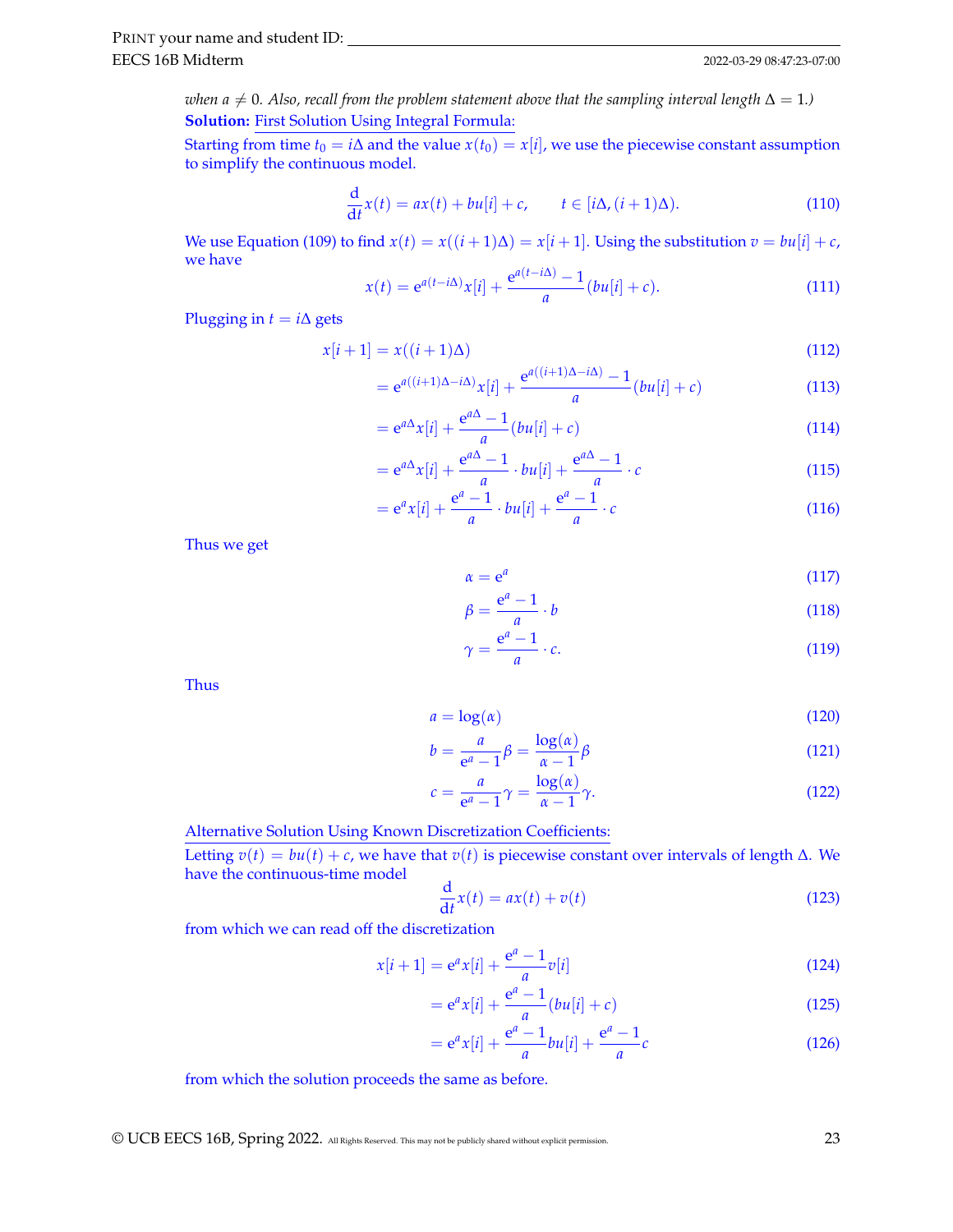*when $a \neq 0$. Also, recall from the problem statement above that the sampling interval length $\Delta = 1$.)*

**Solution:** First Solution Using Integral Formula:

Starting from time $t_0 = i\Delta$ and the value $x(t_0) = x[i]$, we use the piecewise constant assumption to simplify the continuous model.

$$\frac{\mathrm{d}}{\mathrm{d}t}x(t) = ax(t) + bu[i] + c, \qquad t \in [i\Delta, (i+1)\Delta). \tag{110}$$

We use Equation (109) to find $x(t) = x((i+1)\Delta) = x[i+1]$. Using the substitution $v = bu[i] + c$, we have

$$x(t) = \mathrm{e}^{a(t-i\Delta)}x[i] + \frac{\mathrm{e}^{a(t-i\Delta)} - 1}{a}(bu[i] + c). \tag{111}$$

Plugging in $t = i\Delta$ gets

$$x[i+1] = x((i+1)\Delta) \tag{112}$$

$$= \mathrm{e}^{a((i+1)\Delta - i\Delta)}x[i] + \frac{\mathrm{e}^{a((i+1)\Delta - i\Delta)} - 1}{a}(bu[i] + c) \tag{113}$$

$$= \mathrm{e}^{a\Delta}x[i] + \frac{\mathrm{e}^{a\Delta} - 1}{a}(bu[i] + c) \tag{114}$$

$$= \mathrm{e}^{a\Delta}x[i] + \frac{\mathrm{e}^{a\Delta} - 1}{a} \cdot bu[i] + \frac{\mathrm{e}^{a\Delta} - 1}{a} \cdot c \tag{115}$$

$$= \mathrm{e}^{a}x[i] + \frac{\mathrm{e}^{a} - 1}{a} \cdot bu[i] + \frac{\mathrm{e}^{a} - 1}{a} \cdot c \tag{116}$$

Thus we get

$$\alpha = \mathrm{e}^{a} \tag{117}$$

$$\beta = \frac{\mathrm{e}^{a} - 1}{a} \cdot b \tag{118}$$

$$\gamma = \frac{\mathrm{e}^{a} - 1}{a} \cdot c. \tag{119}$$

Thus

$$a = \log(\alpha) \tag{120}$$

$$b = \frac{a}{\mathrm{e}^{a} - 1}\beta = \frac{\log(\alpha)}{\alpha - 1}\beta \tag{121}$$

$$c = \frac{a}{\mathrm{e}^{a} - 1}\gamma = \frac{\log(\alpha)}{\alpha - 1}\gamma. \tag{122}$$

Alternative Solution Using Known Discretization Coefficients:

Letting $v(t) = bu(t) + c$, we have that $v(t)$ is piecewise constant over intervals of length $\Delta$. We have the continuous-time model

$$\frac{\mathrm{d}}{\mathrm{d}t}x(t) = ax(t) + v(t) \tag{123}$$

from which we can read off the discretization

$$x[i+1] = \mathrm{e}^{a}x[i] + \frac{\mathrm{e}^{a} - 1}{a}v[i] \tag{124}$$

$$= \mathrm{e}^{a}x[i] + \frac{\mathrm{e}^{a} - 1}{a}(bu[i] + c) \tag{125}$$

$$= \mathrm{e}^{a}x[i] + \frac{\mathrm{e}^{a} - 1}{a}bu[i] + \frac{\mathrm{e}^{a} - 1}{a}c \tag{126}$$

from which the solution proceeds the same as before.